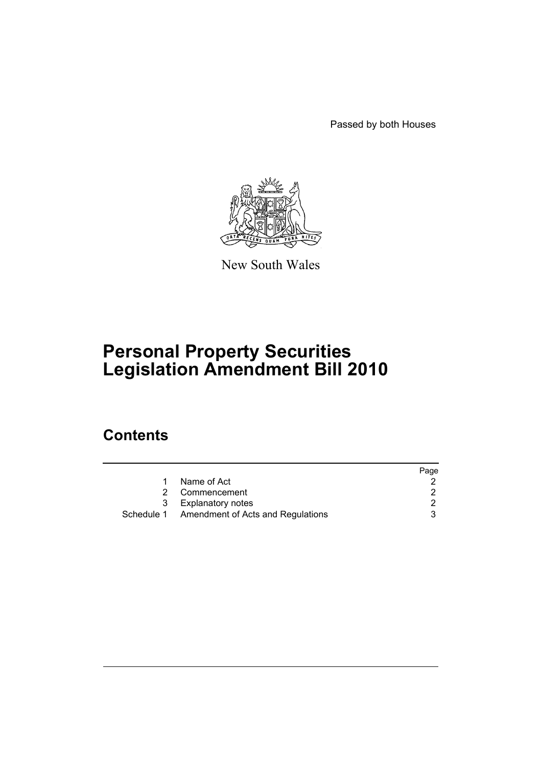Passed by both Houses

New South Wales

# Personal Property Securities Legislation Amendment Bill 2010

## Contents

| | | Page |
|---|---|---|
| 1 | Name of Act | 2 |
| 2 | Commencement | 2 |
| 3 | Explanatory notes | 2 |
| Schedule 1 | Amendment of Acts and Regulations | 3 |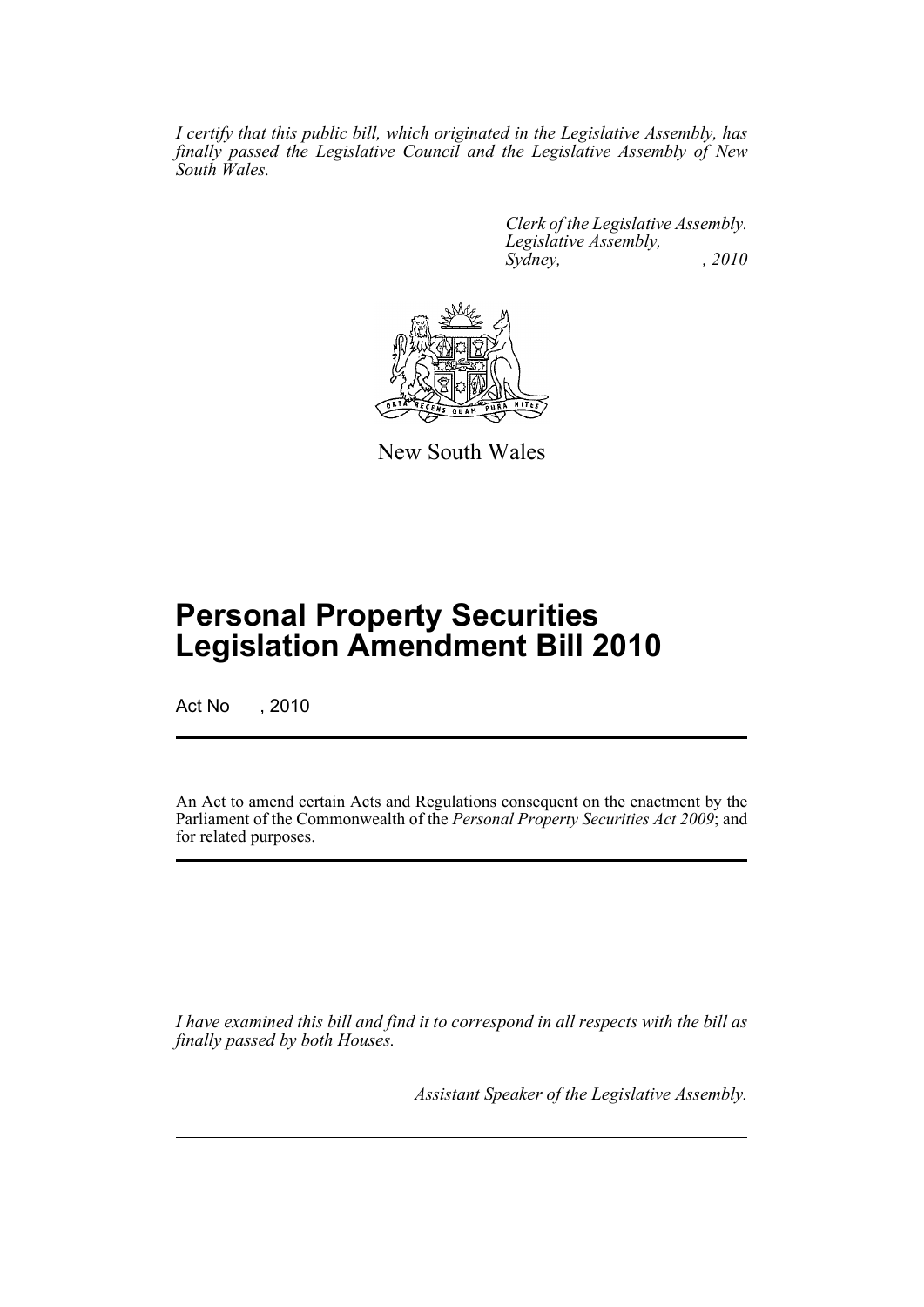*I certify that this public bill, which originated in the Legislative Assembly, has finally passed the Legislative Council and the Legislative Assembly of New South Wales.*

*Clerk of the Legislative Assembly.*
*Legislative Assembly,*
*Sydney, , 2010*

New South Wales

# Personal Property Securities Legislation Amendment Bill 2010

Act No , 2010

An Act to amend certain Acts and Regulations consequent on the enactment by the Parliament of the Commonwealth of the *Personal Property Securities Act 2009*; and for related purposes.

*I have examined this bill and find it to correspond in all respects with the bill as finally passed by both Houses.*

*Assistant Speaker of the Legislative Assembly.*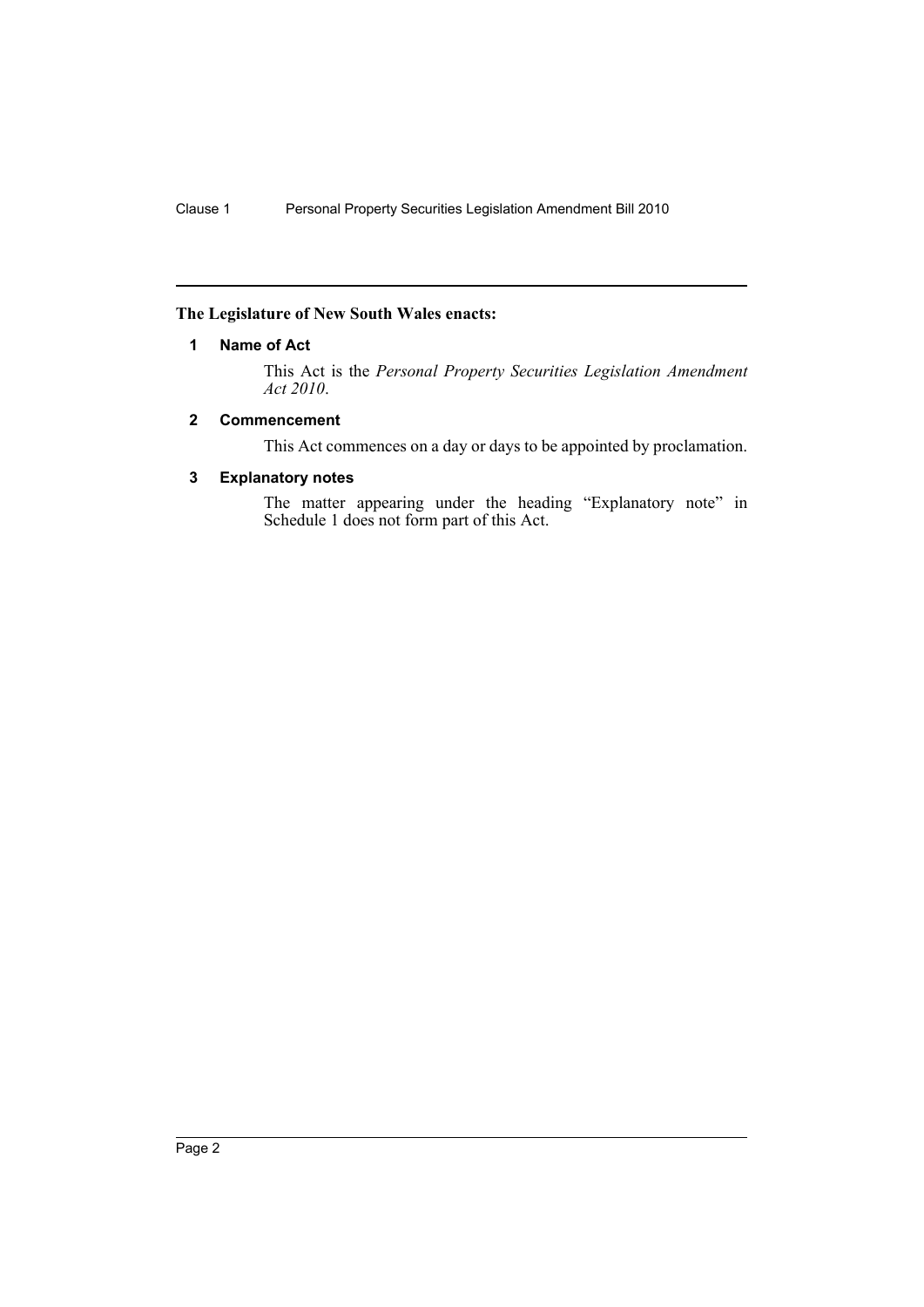**The Legislature of New South Wales enacts:**

### 1 Name of Act

This Act is the *Personal Property Securities Legislation Amendment Act 2010*.

### 2 Commencement

This Act commences on a day or days to be appointed by proclamation.

### 3 Explanatory notes

The matter appearing under the heading "Explanatory note" in Schedule 1 does not form part of this Act.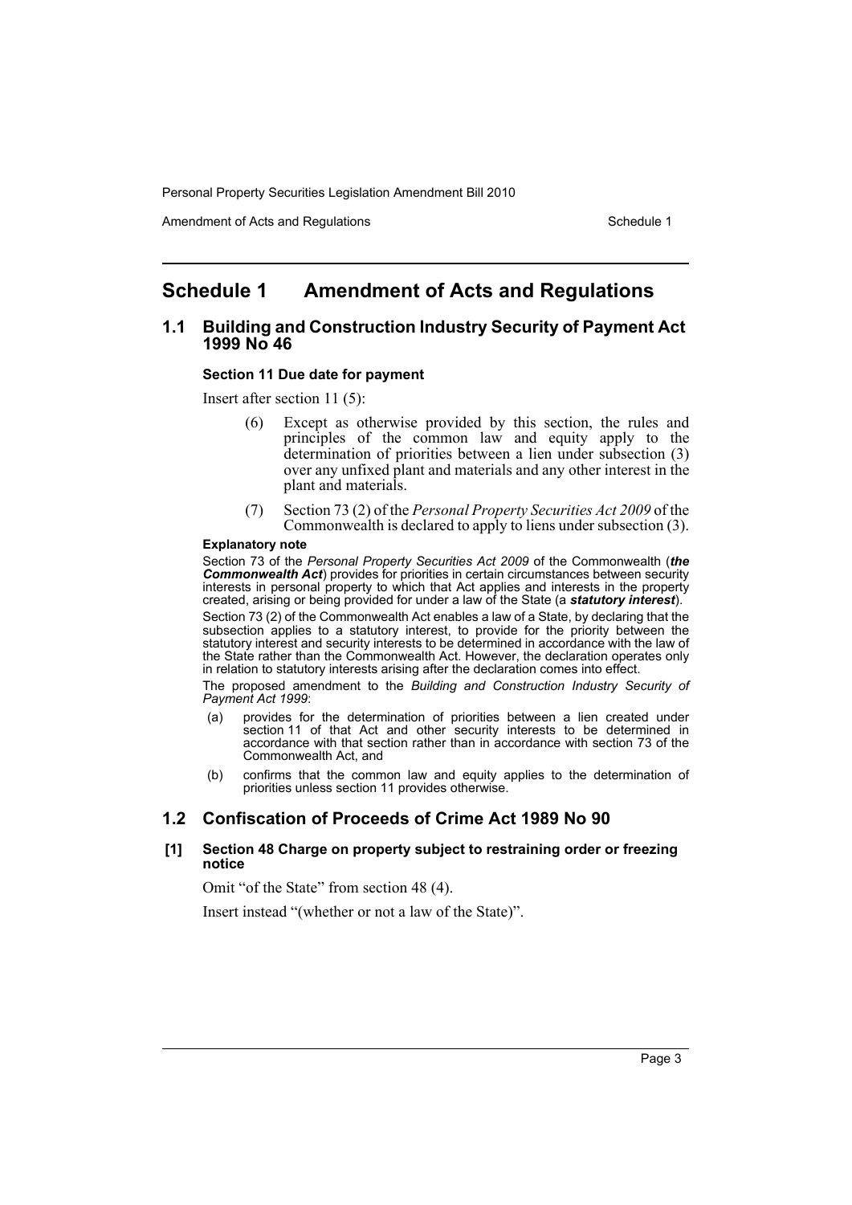# Schedule 1 Amendment of Acts and Regulations

## 1.1 Building and Construction Industry Security of Payment Act 1999 No 46

### Section 11 Due date for payment

Insert after section 11 (5):

> (6) Except as otherwise provided by this section, the rules and principles of the common law and equity apply to the determination of priorities between a lien under subsection (3) over any unfixed plant and materials and any other interest in the plant and materials.
>
> (7) Section 73 (2) of the *Personal Property Securities Act 2009* of the Commonwealth is declared to apply to liens under subsection (3).

#### Explanatory note

Section 73 of the *Personal Property Securities Act 2009* of the Commonwealth (***the Commonwealth Act***) provides for priorities in certain circumstances between security interests in personal property to which that Act applies and interests in the property created, arising or being provided for under a law of the State (a ***statutory interest***).

Section 73 (2) of the Commonwealth Act enables a law of a State, by declaring that the subsection applies to a statutory interest, to provide for the priority between the statutory interest and security interests to be determined in accordance with the law of the State rather than the Commonwealth Act. However, the declaration operates only in relation to statutory interests arising after the declaration comes into effect.

The proposed amendment to the *Building and Construction Industry Security of Payment Act 1999*:

(a) provides for the determination of priorities between a lien created under section 11 of that Act and other security interests to be determined in accordance with that section rather than in accordance with section 73 of the Commonwealth Act, and

(b) confirms that the common law and equity applies to the determination of priorities unless section 11 provides otherwise.

## 1.2 Confiscation of Proceeds of Crime Act 1989 No 90

### [1] Section 48 Charge on property subject to restraining order or freezing notice

Omit "of the State" from section 48 (4).

Insert instead "(whether or not a law of the State)".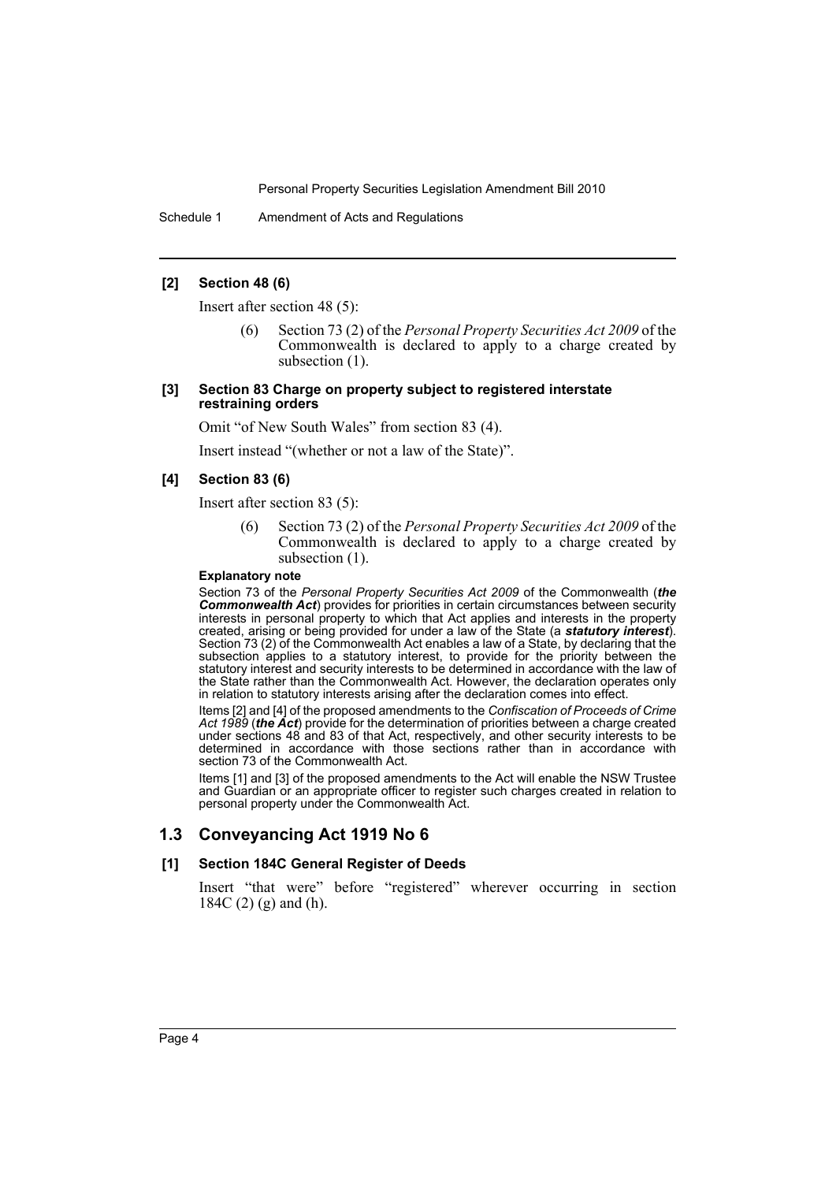**[2] Section 48 (6)**

Insert after section 48 (5):

> (6) Section 73 (2) of the *Personal Property Securities Act 2009* of the Commonwealth is declared to apply to a charge created by subsection (1).

**[3] Section 83 Charge on property subject to registered interstate restraining orders**

Omit "of New South Wales" from section 83 (4).

Insert instead "(whether or not a law of the State)".

**[4] Section 83 (6)**

Insert after section 83 (5):

> (6) Section 73 (2) of the *Personal Property Securities Act 2009* of the Commonwealth is declared to apply to a charge created by subsection (1).

**Explanatory note**

Section 73 of the *Personal Property Securities Act 2009* of the Commonwealth (***the Commonwealth Act***) provides for priorities in certain circumstances between security interests in personal property to which that Act applies and interests in the property created, arising or being provided for under a law of the State (a ***statutory interest***). Section 73 (2) of the Commonwealth Act enables a law of a State, by declaring that the subsection applies to a statutory interest, to provide for the priority between the statutory interest and security interests to be determined in accordance with the law of the State rather than the Commonwealth Act. However, the declaration operates only in relation to statutory interests arising after the declaration comes into effect.

Items [2] and [4] of the proposed amendments to the *Confiscation of Proceeds of Crime Act 1989* (***the Act***) provide for the determination of priorities between a charge created under sections 48 and 83 of that Act, respectively, and other security interests to be determined in accordance with those sections rather than in accordance with section 73 of the Commonwealth Act.

Items [1] and [3] of the proposed amendments to the Act will enable the NSW Trustee and Guardian or an appropriate officer to register such charges created in relation to personal property under the Commonwealth Act.

## 1.3 Conveyancing Act 1919 No 6

**[1] Section 184C General Register of Deeds**

Insert "that were" before "registered" wherever occurring in section 184C (2) (g) and (h).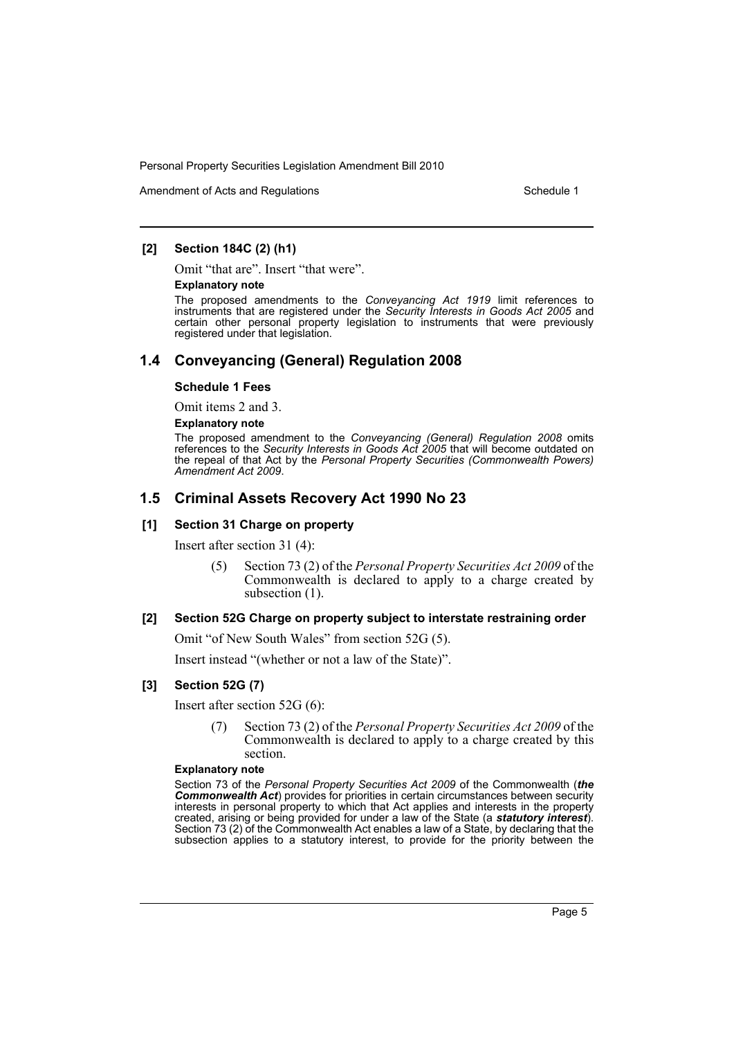#### [2] Section 184C (2) (h1)

Omit "that are". Insert "that were".

**Explanatory note**

The proposed amendments to the *Conveyancing Act 1919* limit references to instruments that are registered under the *Security Interests in Goods Act 2005* and certain other personal property legislation to instruments that were previously registered under that legislation.

## 1.4 Conveyancing (General) Regulation 2008

#### Schedule 1 Fees

Omit items 2 and 3.

**Explanatory note**

The proposed amendment to the *Conveyancing (General) Regulation 2008* omits references to the *Security Interests in Goods Act 2005* that will become outdated on the repeal of that Act by the *Personal Property Securities (Commonwealth Powers) Amendment Act 2009*.

## 1.5 Criminal Assets Recovery Act 1990 No 23

#### [1] Section 31 Charge on property

Insert after section 31 (4):

> (5) Section 73 (2) of the *Personal Property Securities Act 2009* of the Commonwealth is declared to apply to a charge created by subsection (1).

#### [2] Section 52G Charge on property subject to interstate restraining order

Omit "of New South Wales" from section 52G (5).

Insert instead "(whether or not a law of the State)".

#### [3] Section 52G (7)

Insert after section 52G (6):

> (7) Section 73 (2) of the *Personal Property Securities Act 2009* of the Commonwealth is declared to apply to a charge created by this section.

**Explanatory note**

Section 73 of the *Personal Property Securities Act 2009* of the Commonwealth (***the Commonwealth Act***) provides for priorities in certain circumstances between security interests in personal property to which that Act applies and interests in the property created, arising or being provided for under a law of the State (a ***statutory interest***). Section 73 (2) of the Commonwealth Act enables a law of a State, by declaring that the subsection applies to a statutory interest, to provide for the priority between the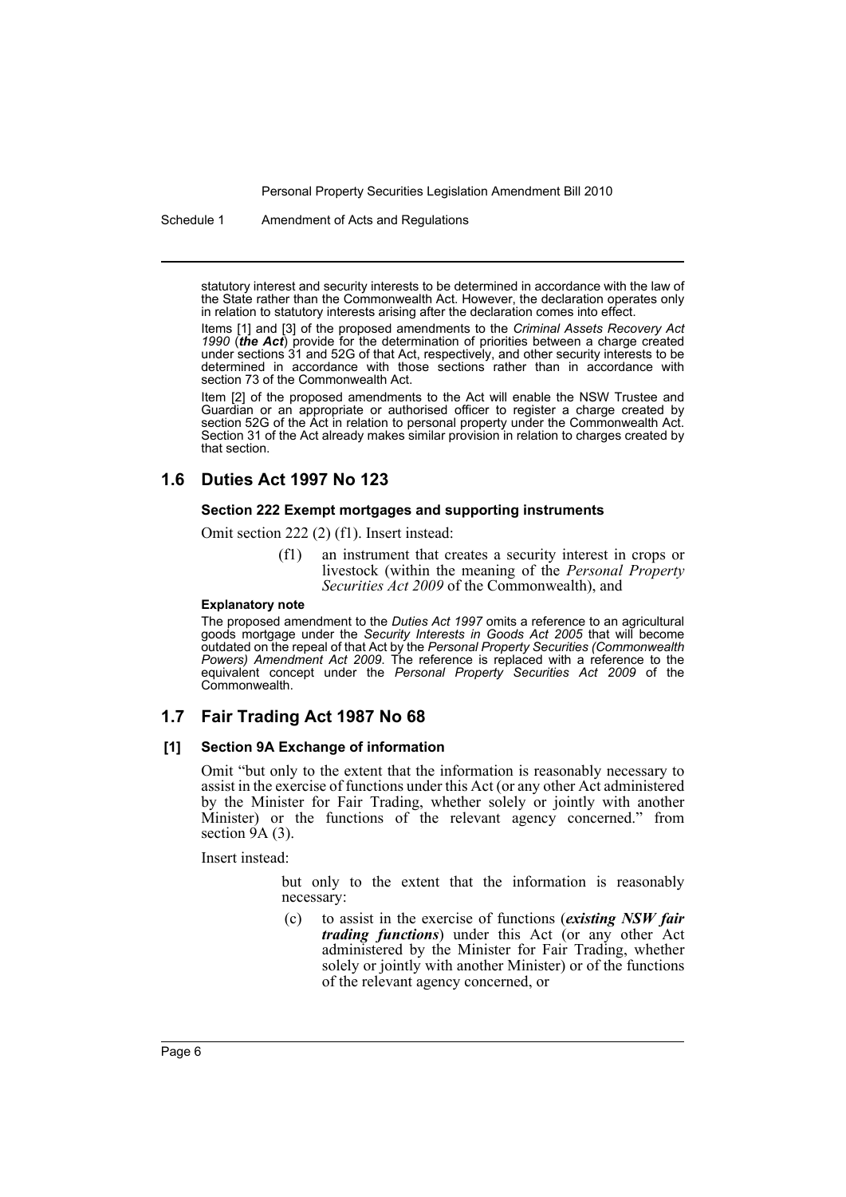statutory interest and security interests to be determined in accordance with the law of the State rather than the Commonwealth Act. However, the declaration operates only in relation to statutory interests arising after the declaration comes into effect.

Items [1] and [3] of the proposed amendments to the *Criminal Assets Recovery Act 1990* (***the Act***) provide for the determination of priorities between a charge created under sections 31 and 52G of that Act, respectively, and other security interests to be determined in accordance with those sections rather than in accordance with section 73 of the Commonwealth Act.

Item [2] of the proposed amendments to the Act will enable the NSW Trustee and Guardian or an appropriate or authorised officer to register a charge created by section 52G of the Act in relation to personal property under the Commonwealth Act. Section 31 of the Act already makes similar provision in relation to charges created by that section.

## 1.6 Duties Act 1997 No 123

### Section 222 Exempt mortgages and supporting instruments

Omit section 222 (2) (f1). Insert instead:

> (f1) an instrument that creates a security interest in crops or livestock (within the meaning of the *Personal Property Securities Act 2009* of the Commonwealth), and

#### Explanatory note

The proposed amendment to the *Duties Act 1997* omits a reference to an agricultural goods mortgage under the *Security Interests in Goods Act 2005* that will become outdated on the repeal of that Act by the *Personal Property Securities (Commonwealth Powers) Amendment Act 2009*. The reference is replaced with a reference to the equivalent concept under the *Personal Property Securities Act 2009* of the Commonwealth.

## 1.7 Fair Trading Act 1987 No 68

### [1] Section 9A Exchange of information

Omit "but only to the extent that the information is reasonably necessary to assist in the exercise of functions under this Act (or any other Act administered by the Minister for Fair Trading, whether solely or jointly with another Minister) or the functions of the relevant agency concerned." from section 9A (3).

Insert instead:

> but only to the extent that the information is reasonably necessary:
>
> (c) to assist in the exercise of functions (***existing NSW fair trading functions***) under this Act (or any other Act administered by the Minister for Fair Trading, whether solely or jointly with another Minister) or of the functions of the relevant agency concerned, or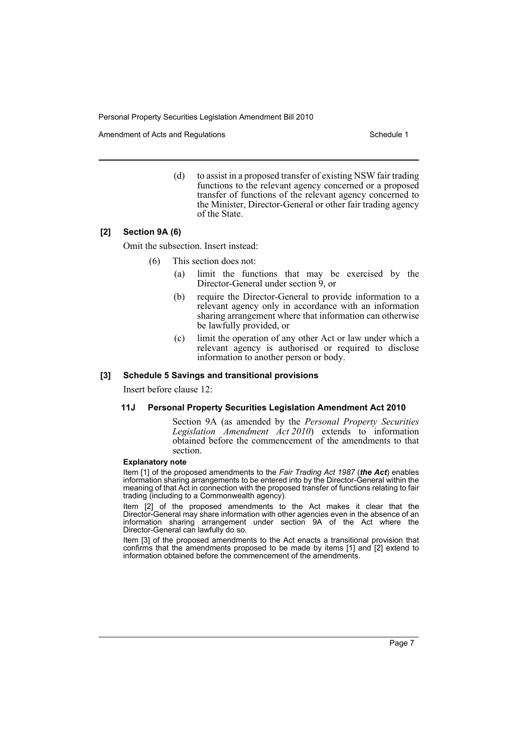(d) to assist in a proposed transfer of existing NSW fair trading functions to the relevant agency concerned or a proposed transfer of functions of the relevant agency concerned to the Minister, Director-General or other fair trading agency of the State.

**[2] Section 9A (6)**

Omit the subsection. Insert instead:

(6) This section does not:

(a) limit the functions that may be exercised by the Director-General under section 9, or

(b) require the Director-General to provide information to a relevant agency only in accordance with an information sharing arrangement where that information can otherwise be lawfully provided, or

(c) limit the operation of any other Act or law under which a relevant agency is authorised or required to disclose information to another person or body.

**[3] Schedule 5 Savings and transitional provisions**

Insert before clause 12:

**11J Personal Property Securities Legislation Amendment Act 2010**

Section 9A (as amended by the *Personal Property Securities Legislation Amendment Act 2010*) extends to information obtained before the commencement of the amendments to that section.

**Explanatory note**

Item [1] of the proposed amendments to the *Fair Trading Act 1987* (***the Act***) enables information sharing arrangements to be entered into by the Director-General within the meaning of that Act in connection with the proposed transfer of functions relating to fair trading (including to a Commonwealth agency).

Item [2] of the proposed amendments to the Act makes it clear that the Director-General may share information with other agencies even in the absence of an information sharing arrangement under section 9A of the Act where the Director-General can lawfully do so.

Item [3] of the proposed amendments to the Act enacts a transitional provision that confirms that the amendments proposed to be made by items [1] and [2] extend to information obtained before the commencement of the amendments.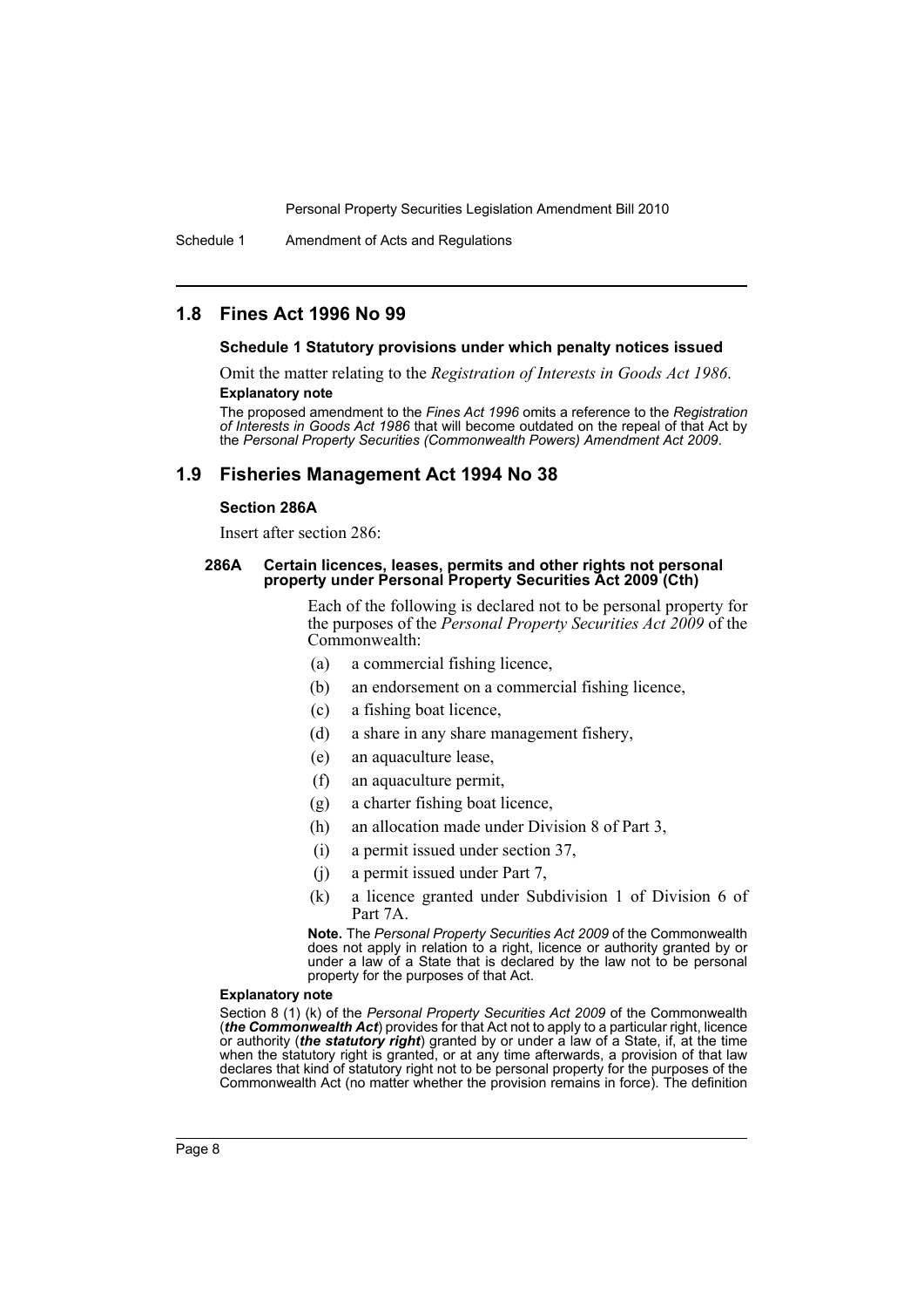## 1.8 Fines Act 1996 No 99

### Schedule 1 Statutory provisions under which penalty notices issued

Omit the matter relating to the *Registration of Interests in Goods Act 1986*.

**Explanatory note**

The proposed amendment to the *Fines Act 1996* omits a reference to the *Registration of Interests in Goods Act 1986* that will become outdated on the repeal of that Act by the *Personal Property Securities (Commonwealth Powers) Amendment Act 2009*.

## 1.9 Fisheries Management Act 1994 No 38

### Section 286A

Insert after section 286:

#### 286A Certain licences, leases, permits and other rights not personal property under Personal Property Securities Act 2009 (Cth)

Each of the following is declared not to be personal property for the purposes of the *Personal Property Securities Act 2009* of the Commonwealth:

- (a) a commercial fishing licence,
- (b) an endorsement on a commercial fishing licence,
- (c) a fishing boat licence,
- (d) a share in any share management fishery,
- (e) an aquaculture lease,
- (f) an aquaculture permit,
- (g) a charter fishing boat licence,
- (h) an allocation made under Division 8 of Part 3,
- (i) a permit issued under section 37,
- (j) a permit issued under Part 7,
- (k) a licence granted under Subdivision 1 of Division 6 of Part 7A.

**Note.** The *Personal Property Securities Act 2009* of the Commonwealth does not apply in relation to a right, licence or authority granted by or under a law of a State that is declared by the law not to be personal property for the purposes of that Act.

**Explanatory note**

Section 8 (1) (k) of the *Personal Property Securities Act 2009* of the Commonwealth (***the Commonwealth Act***) provides for that Act not to apply to a particular right, licence or authority (***the statutory right***) granted by or under a law of a State, if, at the time when the statutory right is granted, or at any time afterwards, a provision of that law declares that kind of statutory right not to be personal property for the purposes of the Commonwealth Act (no matter whether the provision remains in force). The definition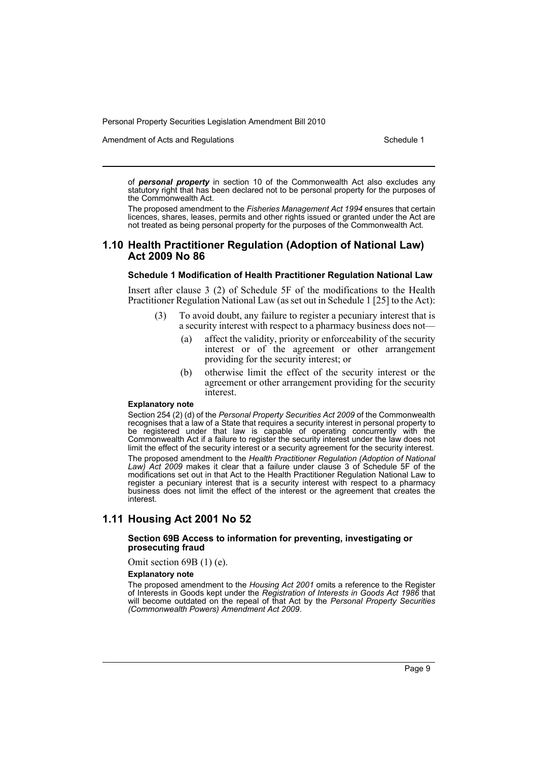of ***personal property*** in section 10 of the Commonwealth Act also excludes any statutory right that has been declared not to be personal property for the purposes of the Commonwealth Act.

The proposed amendment to the *Fisheries Management Act 1994* ensures that certain licences, shares, leases, permits and other rights issued or granted under the Act are not treated as being personal property for the purposes of the Commonwealth Act.

## 1.10 Health Practitioner Regulation (Adoption of National Law) Act 2009 No 86

#### Schedule 1 Modification of Health Practitioner Regulation National Law

Insert after clause 3 (2) of Schedule 5F of the modifications to the Health Practitioner Regulation National Law (as set out in Schedule 1 [25] to the Act):

(3) To avoid doubt, any failure to register a pecuniary interest that is a security interest with respect to a pharmacy business does not—

(a) affect the validity, priority or enforceability of the security interest or of the agreement or other arrangement providing for the security interest; or

(b) otherwise limit the effect of the security interest or the agreement or other arrangement providing for the security interest.

**Explanatory note**

Section 254 (2) (d) of the *Personal Property Securities Act 2009* of the Commonwealth recognises that a law of a State that requires a security interest in personal property to be registered under that law is capable of operating concurrently with the Commonwealth Act if a failure to register the security interest under the law does not limit the effect of the security interest or a security agreement for the security interest.

The proposed amendment to the *Health Practitioner Regulation (Adoption of National Law) Act 2009* makes it clear that a failure under clause 3 of Schedule 5F of the modifications set out in that Act to the Health Practitioner Regulation National Law to register a pecuniary interest that is a security interest with respect to a pharmacy business does not limit the effect of the interest or the agreement that creates the interest.

## 1.11 Housing Act 2001 No 52

#### Section 69B Access to information for preventing, investigating or prosecuting fraud

Omit section 69B (1) (e).

**Explanatory note**

The proposed amendment to the *Housing Act 2001* omits a reference to the Register of Interests in Goods kept under the *Registration of Interests in Goods Act 1986* that will become outdated on the repeal of that Act by the *Personal Property Securities (Commonwealth Powers) Amendment Act 2009*.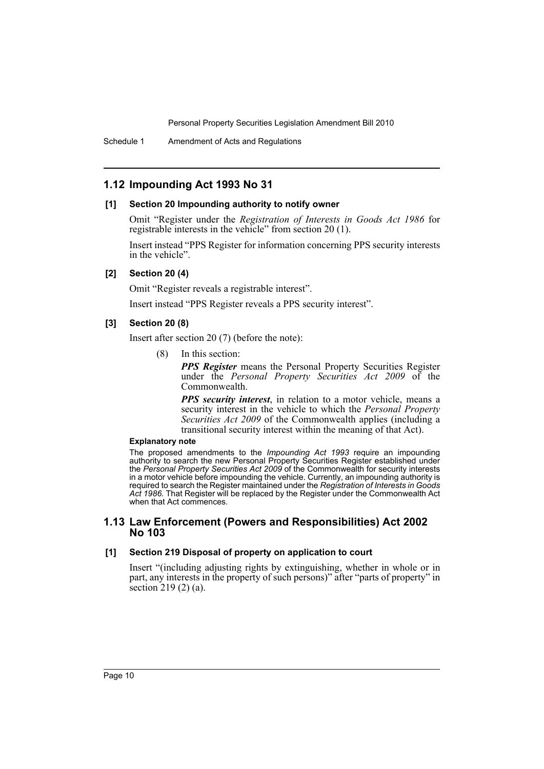## 1.12 Impounding Act 1993 No 31

### [1] Section 20 Impounding authority to notify owner

Omit "Register under the *Registration of Interests in Goods Act 1986* for registrable interests in the vehicle" from section 20 (1).

Insert instead "PPS Register for information concerning PPS security interests in the vehicle".

### [2] Section 20 (4)

Omit "Register reveals a registrable interest".

Insert instead "PPS Register reveals a PPS security interest".

### [3] Section 20 (8)

Insert after section 20 (7) (before the note):

(8) In this section:

***PPS Register*** means the Personal Property Securities Register under the *Personal Property Securities Act 2009* of the Commonwealth.

***PPS security interest***, in relation to a motor vehicle, means a security interest in the vehicle to which the *Personal Property Securities Act 2009* of the Commonwealth applies (including a transitional security interest within the meaning of that Act).

**Explanatory note**

The proposed amendments to the *Impounding Act 1993* require an impounding authority to search the new Personal Property Securities Register established under the *Personal Property Securities Act 2009* of the Commonwealth for security interests in a motor vehicle before impounding the vehicle. Currently, an impounding authority is required to search the Register maintained under the *Registration of Interests in Goods Act 1986*. That Register will be replaced by the Register under the Commonwealth Act when that Act commences.

## 1.13 Law Enforcement (Powers and Responsibilities) Act 2002 No 103

### [1] Section 219 Disposal of property on application to court

Insert "(including adjusting rights by extinguishing, whether in whole or in part, any interests in the property of such persons)" after "parts of property" in section 219 (2) (a).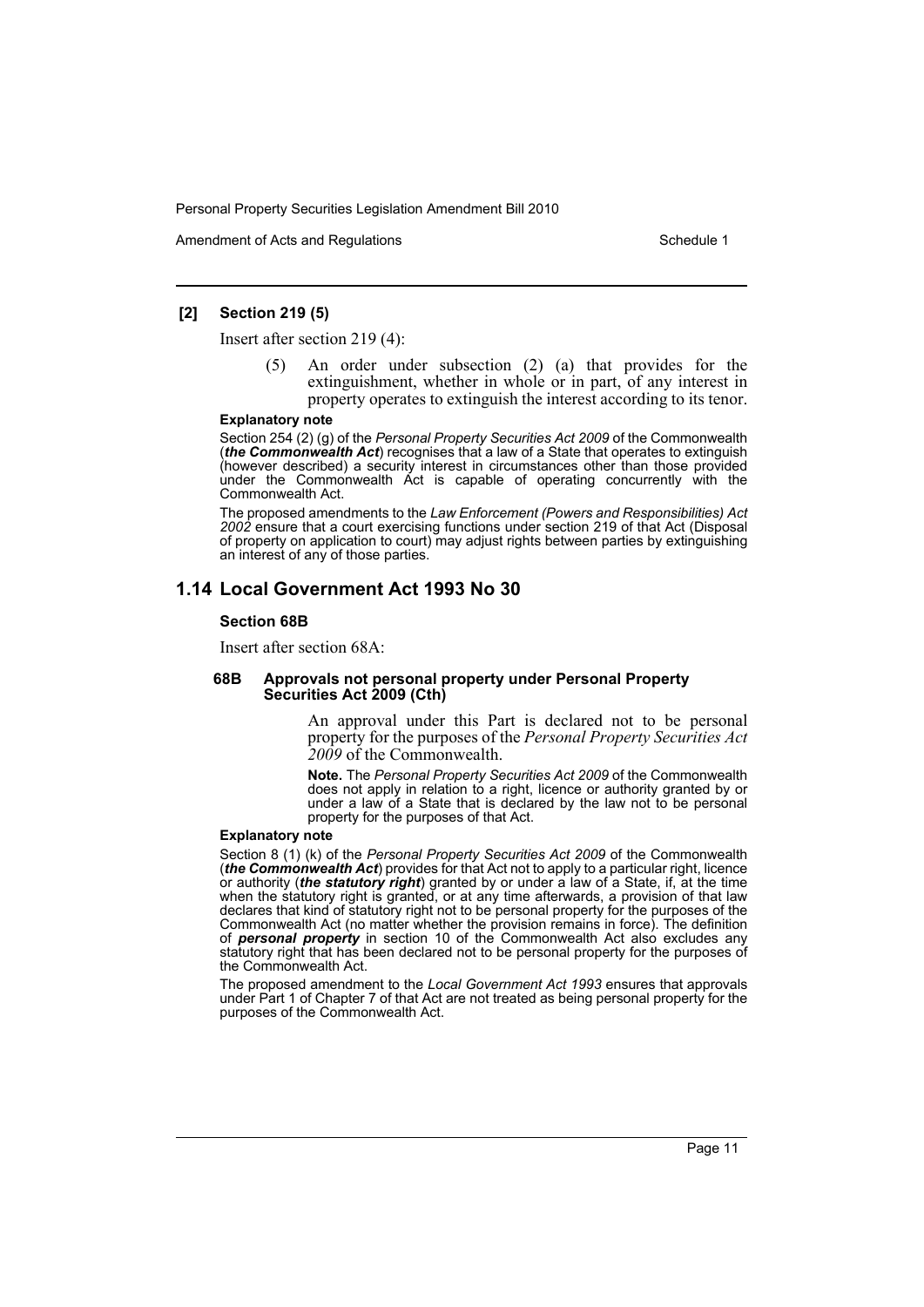**[2] Section 219 (5)**

Insert after section 219 (4):

> (5) An order under subsection (2) (a) that provides for the extinguishment, whether in whole or in part, of any interest in property operates to extinguish the interest according to its tenor.

**Explanatory note**

Section 254 (2) (g) of the *Personal Property Securities Act 2009* of the Commonwealth (***the Commonwealth Act***) recognises that a law of a State that operates to extinguish (however described) a security interest in circumstances other than those provided under the Commonwealth Act is capable of operating concurrently with the Commonwealth Act.

The proposed amendments to the *Law Enforcement (Powers and Responsibilities) Act 2002* ensure that a court exercising functions under section 219 of that Act (Disposal of property on application to court) may adjust rights between parties by extinguishing an interest of any of those parties.

## 1.14 Local Government Act 1993 No 30

**Section 68B**

Insert after section 68A:

**68B Approvals not personal property under Personal Property Securities Act 2009 (Cth)**

> An approval under this Part is declared not to be personal property for the purposes of the *Personal Property Securities Act 2009* of the Commonwealth.
>
> **Note.** The *Personal Property Securities Act 2009* of the Commonwealth does not apply in relation to a right, licence or authority granted by or under a law of a State that is declared by the law not to be personal property for the purposes of that Act.

**Explanatory note**

Section 8 (1) (k) of the *Personal Property Securities Act 2009* of the Commonwealth (***the Commonwealth Act***) provides for that Act not to apply to a particular right, licence or authority (***the statutory right***) granted by or under a law of a State, if, at the time when the statutory right is granted, or at any time afterwards, a provision of that law declares that kind of statutory right not to be personal property for the purposes of the Commonwealth Act (no matter whether the provision remains in force). The definition of ***personal property*** in section 10 of the Commonwealth Act also excludes any statutory right that has been declared not to be personal property for the purposes of the Commonwealth Act.

The proposed amendment to the *Local Government Act 1993* ensures that approvals under Part 1 of Chapter 7 of that Act are not treated as being personal property for the purposes of the Commonwealth Act.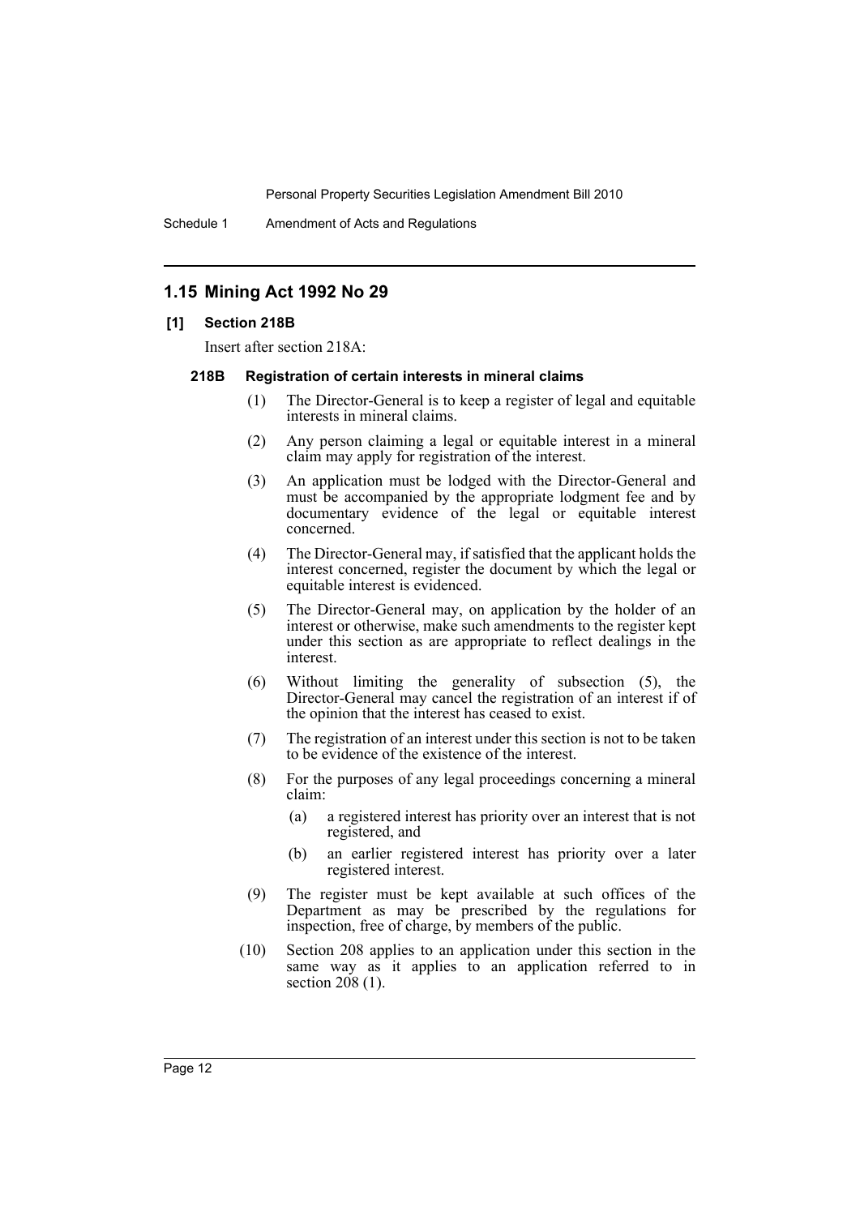## 1.15 Mining Act 1992 No 29

### [1] Section 218B

Insert after section 218A:

#### 218B Registration of certain interests in mineral claims

(1) The Director-General is to keep a register of legal and equitable interests in mineral claims.

(2) Any person claiming a legal or equitable interest in a mineral claim may apply for registration of the interest.

(3) An application must be lodged with the Director-General and must be accompanied by the appropriate lodgment fee and by documentary evidence of the legal or equitable interest concerned.

(4) The Director-General may, if satisfied that the applicant holds the interest concerned, register the document by which the legal or equitable interest is evidenced.

(5) The Director-General may, on application by the holder of an interest or otherwise, make such amendments to the register kept under this section as are appropriate to reflect dealings in the interest.

(6) Without limiting the generality of subsection (5), the Director-General may cancel the registration of an interest if of the opinion that the interest has ceased to exist.

(7) The registration of an interest under this section is not to be taken to be evidence of the existence of the interest.

(8) For the purposes of any legal proceedings concerning a mineral claim:

- (a) a registered interest has priority over an interest that is not registered, and
- (b) an earlier registered interest has priority over a later registered interest.

(9) The register must be kept available at such offices of the Department as may be prescribed by the regulations for inspection, free of charge, by members of the public.

(10) Section 208 applies to an application under this section in the same way as it applies to an application referred to in section 208 (1).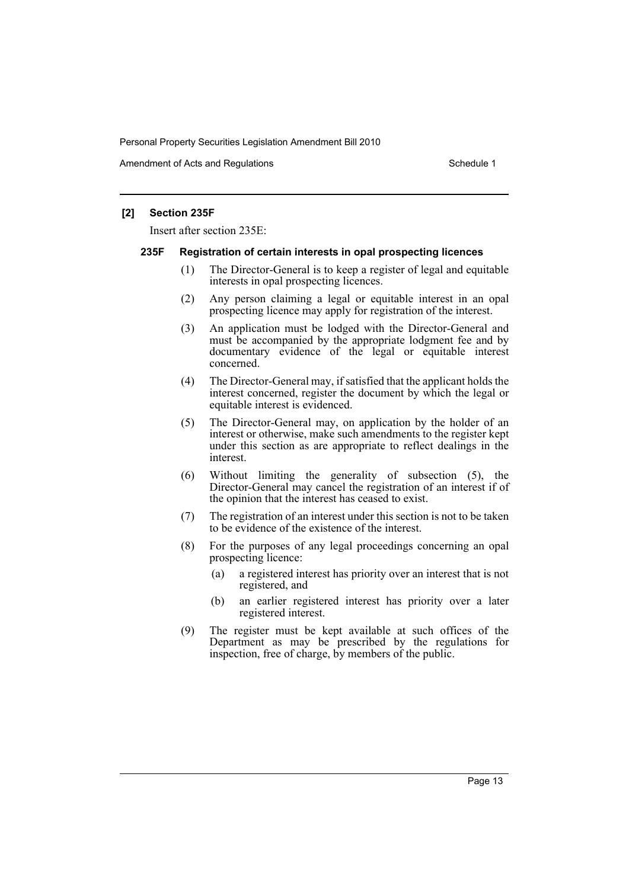**[2] Section 235F**

Insert after section 235E:

**235F Registration of certain interests in opal prospecting licences**

(1) The Director-General is to keep a register of legal and equitable interests in opal prospecting licences.

(2) Any person claiming a legal or equitable interest in an opal prospecting licence may apply for registration of the interest.

(3) An application must be lodged with the Director-General and must be accompanied by the appropriate lodgment fee and by documentary evidence of the legal or equitable interest concerned.

(4) The Director-General may, if satisfied that the applicant holds the interest concerned, register the document by which the legal or equitable interest is evidenced.

(5) The Director-General may, on application by the holder of an interest or otherwise, make such amendments to the register kept under this section as are appropriate to reflect dealings in the interest.

(6) Without limiting the generality of subsection (5), the Director-General may cancel the registration of an interest if of the opinion that the interest has ceased to exist.

(7) The registration of an interest under this section is not to be taken to be evidence of the existence of the interest.

(8) For the purposes of any legal proceedings concerning an opal prospecting licence:

(a) a registered interest has priority over an interest that is not registered, and

(b) an earlier registered interest has priority over a later registered interest.

(9) The register must be kept available at such offices of the Department as may be prescribed by the regulations for inspection, free of charge, by members of the public.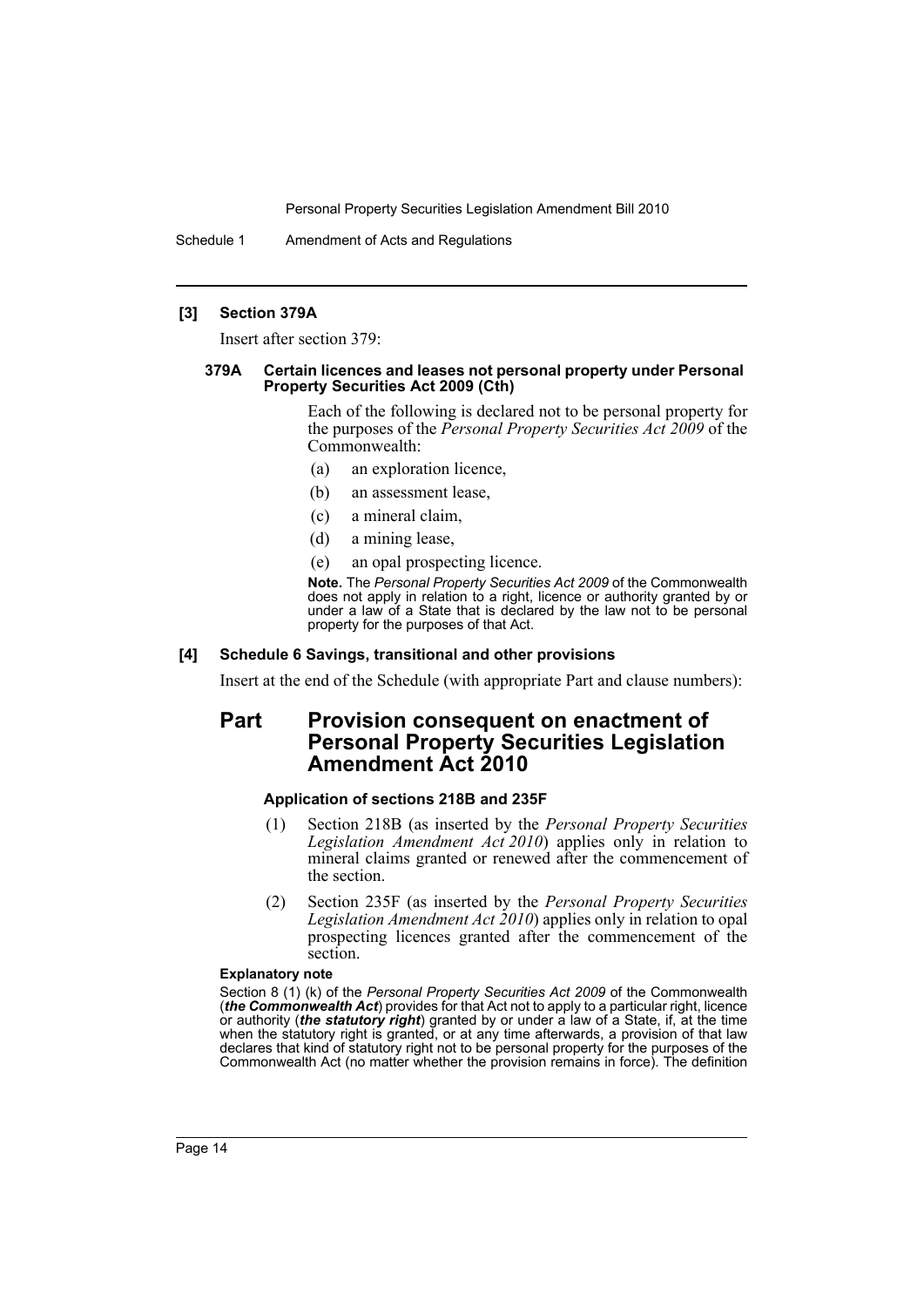**[3] Section 379A**

Insert after section 379:

**379A Certain licences and leases not personal property under Personal Property Securities Act 2009 (Cth)**

Each of the following is declared not to be personal property for the purposes of the *Personal Property Securities Act 2009* of the Commonwealth:

(a) an exploration licence,

(b) an assessment lease,

(c) a mineral claim,

(d) a mining lease,

(e) an opal prospecting licence.

**Note.** The *Personal Property Securities Act 2009* of the Commonwealth does not apply in relation to a right, licence or authority granted by or under a law of a State that is declared by the law not to be personal property for the purposes of that Act.

**[4] Schedule 6 Savings, transitional and other provisions**

Insert at the end of the Schedule (with appropriate Part and clause numbers):

## Part Provision consequent on enactment of Personal Property Securities Legislation Amendment Act 2010

**Application of sections 218B and 235F**

(1) Section 218B (as inserted by the *Personal Property Securities Legislation Amendment Act 2010*) applies only in relation to mineral claims granted or renewed after the commencement of the section.

(2) Section 235F (as inserted by the *Personal Property Securities Legislation Amendment Act 2010*) applies only in relation to opal prospecting licences granted after the commencement of the section.

**Explanatory note**

Section 8 (1) (k) of the *Personal Property Securities Act 2009* of the Commonwealth (***the Commonwealth Act***) provides for that Act not to apply to a particular right, licence or authority (***the statutory right***) granted by or under a law of a State, if, at the time when the statutory right is granted, or at any time afterwards, a provision of that law declares that kind of statutory right not to be personal property for the purposes of the Commonwealth Act (no matter whether the provision remains in force). The definition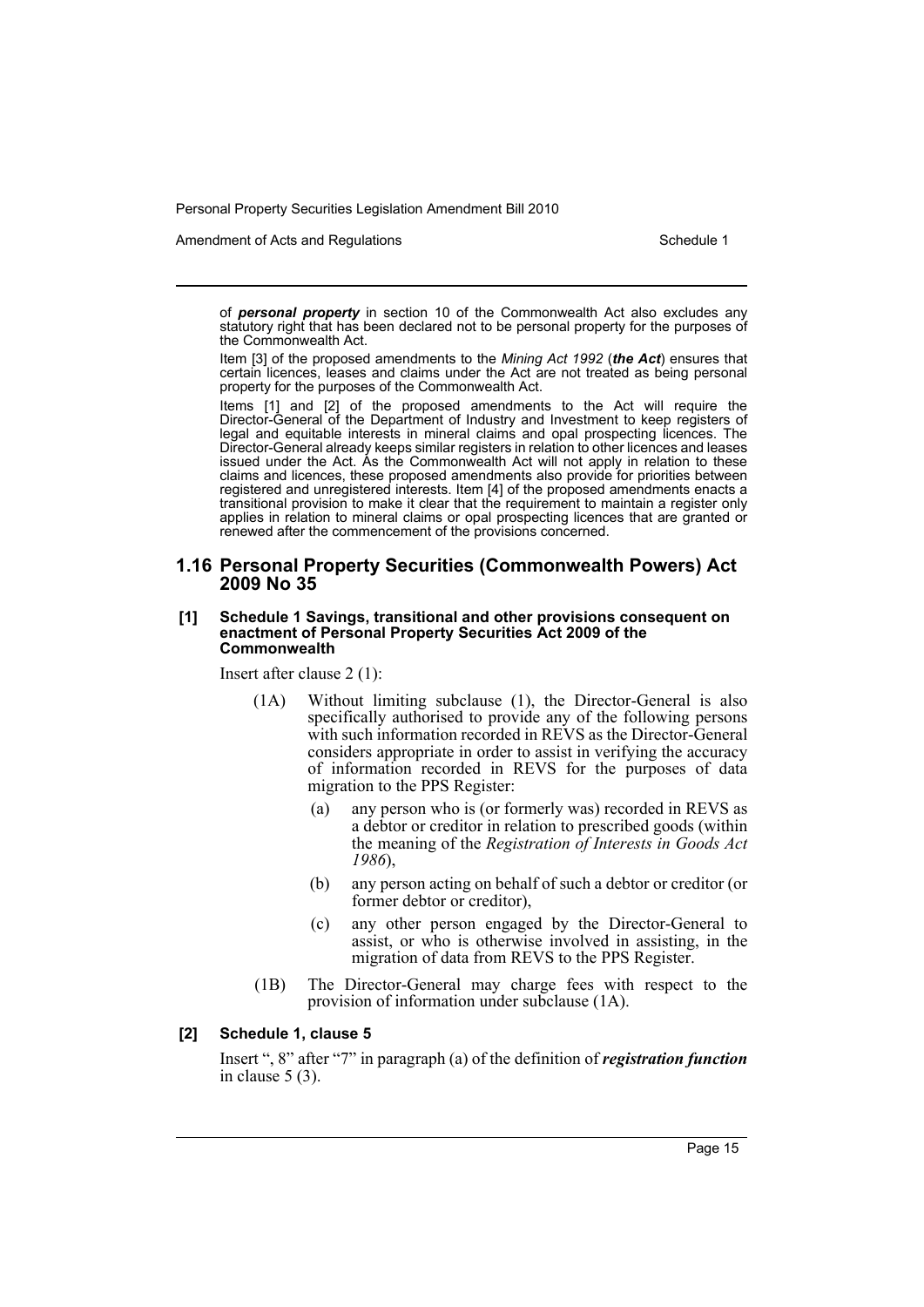of ***personal property*** in section 10 of the Commonwealth Act also excludes any statutory right that has been declared not to be personal property for the purposes of the Commonwealth Act.

Item [3] of the proposed amendments to the *Mining Act 1992* (***the Act***) ensures that certain licences, leases and claims under the Act are not treated as being personal property for the purposes of the Commonwealth Act.

Items [1] and [2] of the proposed amendments to the Act will require the Director-General of the Department of Industry and Investment to keep registers of legal and equitable interests in mineral claims and opal prospecting licences. The Director-General already keeps similar registers in relation to other licences and leases issued under the Act. As the Commonwealth Act will not apply in relation to these claims and licences, these proposed amendments also provide for priorities between registered and unregistered interests. Item [4] of the proposed amendments enacts a transitional provision to make it clear that the requirement to maintain a register only applies in relation to mineral claims or opal prospecting licences that are granted or renewed after the commencement of the provisions concerned.

## 1.16 Personal Property Securities (Commonwealth Powers) Act 2009 No 35

### [1] Schedule 1 Savings, transitional and other provisions consequent on enactment of Personal Property Securities Act 2009 of the Commonwealth

Insert after clause 2 (1):

(1A) Without limiting subclause (1), the Director-General is also specifically authorised to provide any of the following persons with such information recorded in REVS as the Director-General considers appropriate in order to assist in verifying the accuracy of information recorded in REVS for the purposes of data migration to the PPS Register:

(a) any person who is (or formerly was) recorded in REVS as a debtor or creditor in relation to prescribed goods (within the meaning of the *Registration of Interests in Goods Act 1986*),

(b) any person acting on behalf of such a debtor or creditor (or former debtor or creditor),

(c) any other person engaged by the Director-General to assist, or who is otherwise involved in assisting, in the migration of data from REVS to the PPS Register.

(1B) The Director-General may charge fees with respect to the provision of information under subclause (1A).

### [2] Schedule 1, clause 5

Insert ", 8" after "7" in paragraph (a) of the definition of ***registration function*** in clause 5 (3).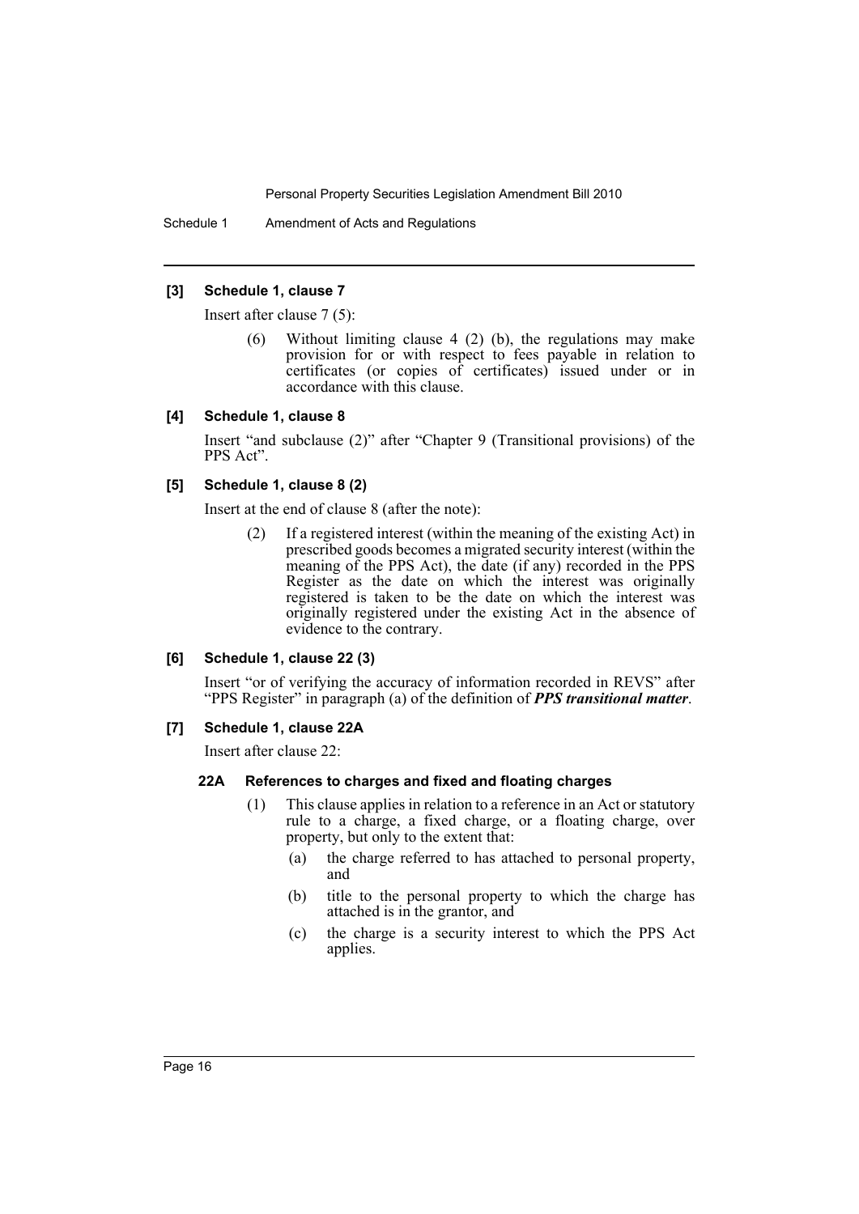#### [3] Schedule 1, clause 7

Insert after clause 7 (5):

> (6) Without limiting clause 4 (2) (b), the regulations may make provision for or with respect to fees payable in relation to certificates (or copies of certificates) issued under or in accordance with this clause.

#### [4] Schedule 1, clause 8

Insert "and subclause (2)" after "Chapter 9 (Transitional provisions) of the PPS Act".

#### [5] Schedule 1, clause 8 (2)

Insert at the end of clause 8 (after the note):

> (2) If a registered interest (within the meaning of the existing Act) in prescribed goods becomes a migrated security interest (within the meaning of the PPS Act), the date (if any) recorded in the PPS Register as the date on which the interest was originally registered is taken to be the date on which the interest was originally registered under the existing Act in the absence of evidence to the contrary.

#### [6] Schedule 1, clause 22 (3)

Insert "or of verifying the accuracy of information recorded in REVS" after "PPS Register" in paragraph (a) of the definition of ***PPS transitional matter***.

#### [7] Schedule 1, clause 22A

Insert after clause 22:

> **22A References to charges and fixed and floating charges**
>
> (1) This clause applies in relation to a reference in an Act or statutory rule to a charge, a fixed charge, or a floating charge, over property, but only to the extent that:
>
> (a) the charge referred to has attached to personal property, and
>
> (b) title to the personal property to which the charge has attached is in the grantor, and
>
> (c) the charge is a security interest to which the PPS Act applies.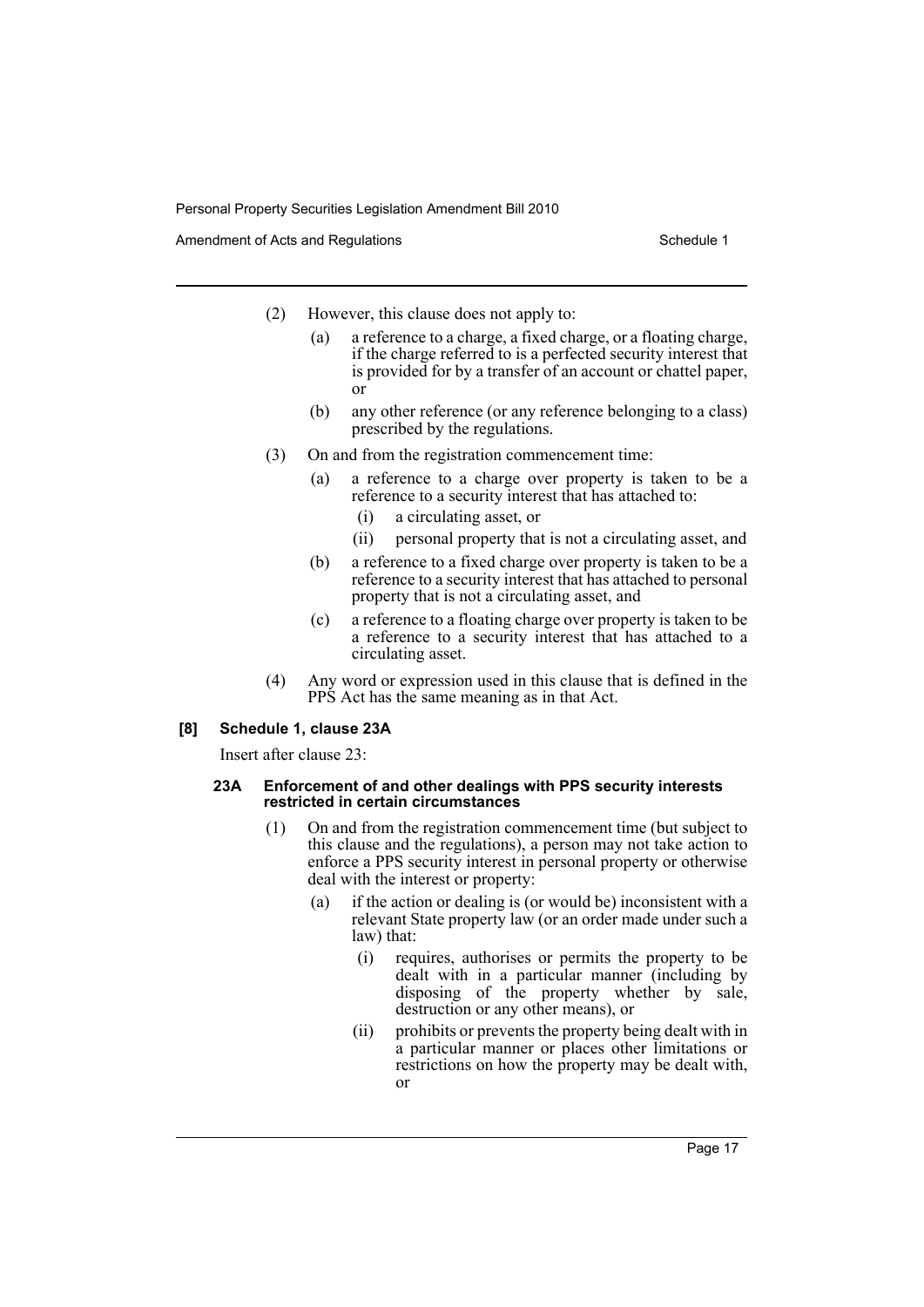(2) However, this clause does not apply to:

(a) a reference to a charge, a fixed charge, or a floating charge, if the charge referred to is a perfected security interest that is provided for by a transfer of an account or chattel paper, or

(b) any other reference (or any reference belonging to a class) prescribed by the regulations.

(3) On and from the registration commencement time:

(a) a reference to a charge over property is taken to be a reference to a security interest that has attached to:

(i) a circulating asset, or

(ii) personal property that is not a circulating asset, and

(b) a reference to a fixed charge over property is taken to be a reference to a security interest that has attached to personal property that is not a circulating asset, and

(c) a reference to a floating charge over property is taken to be a reference to a security interest that has attached to a circulating asset.

(4) Any word or expression used in this clause that is defined in the PPS Act has the same meaning as in that Act.

#### [8] Schedule 1, clause 23A

Insert after clause 23:

##### 23A Enforcement of and other dealings with PPS security interests restricted in certain circumstances

(1) On and from the registration commencement time (but subject to this clause and the regulations), a person may not take action to enforce a PPS security interest in personal property or otherwise deal with the interest or property:

(a) if the action or dealing is (or would be) inconsistent with a relevant State property law (or an order made under such a law) that:

(i) requires, authorises or permits the property to be dealt with in a particular manner (including by disposing of the property whether by sale, destruction or any other means), or

(ii) prohibits or prevents the property being dealt with in a particular manner or places other limitations or restrictions on how the property may be dealt with, or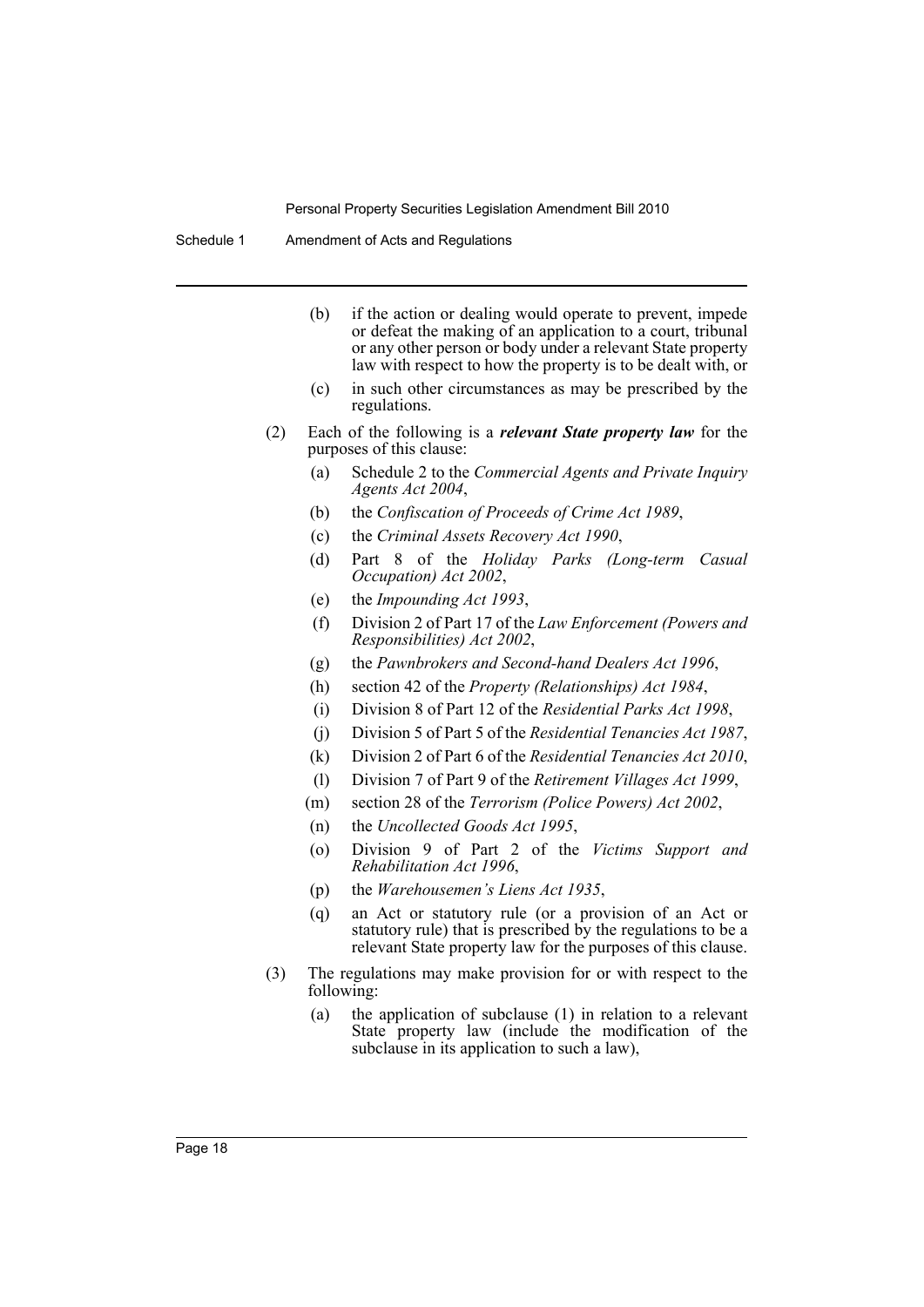(b) if the action or dealing would operate to prevent, impede or defeat the making of an application to a court, tribunal or any other person or body under a relevant State property law with respect to how the property is to be dealt with, or

(c) in such other circumstances as may be prescribed by the regulations.

(2) Each of the following is a ***relevant State property law*** for the purposes of this clause:

(a) Schedule 2 to the *Commercial Agents and Private Inquiry Agents Act 2004*,

(b) the *Confiscation of Proceeds of Crime Act 1989*,

(c) the *Criminal Assets Recovery Act 1990*,

(d) Part 8 of the *Holiday Parks (Long-term Casual Occupation) Act 2002*,

(e) the *Impounding Act 1993*,

(f) Division 2 of Part 17 of the *Law Enforcement (Powers and Responsibilities) Act 2002*,

(g) the *Pawnbrokers and Second-hand Dealers Act 1996*,

(h) section 42 of the *Property (Relationships) Act 1984*,

(i) Division 8 of Part 12 of the *Residential Parks Act 1998*,

(j) Division 5 of Part 5 of the *Residential Tenancies Act 1987*,

(k) Division 2 of Part 6 of the *Residential Tenancies Act 2010*,

(l) Division 7 of Part 9 of the *Retirement Villages Act 1999*,

(m) section 28 of the *Terrorism (Police Powers) Act 2002*,

(n) the *Uncollected Goods Act 1995*,

(o) Division 9 of Part 2 of the *Victims Support and Rehabilitation Act 1996*,

(p) the *Warehousemen's Liens Act 1935*,

(q) an Act or statutory rule (or a provision of an Act or statutory rule) that is prescribed by the regulations to be a relevant State property law for the purposes of this clause.

(3) The regulations may make provision for or with respect to the following:

(a) the application of subclause (1) in relation to a relevant State property law (include the modification of the subclause in its application to such a law),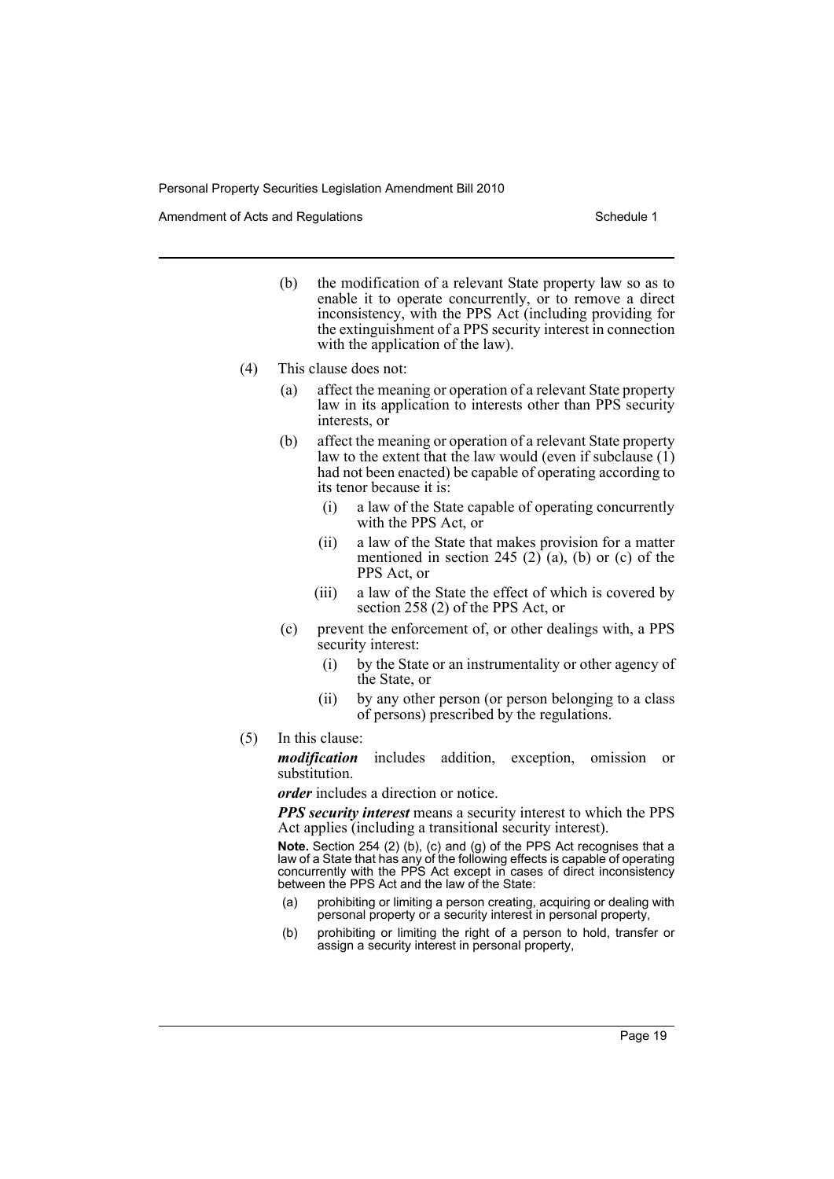(b) the modification of a relevant State property law so as to enable it to operate concurrently, or to remove a direct inconsistency, with the PPS Act (including providing for the extinguishment of a PPS security interest in connection with the application of the law).

(4) This clause does not:

(a) affect the meaning or operation of a relevant State property law in its application to interests other than PPS security interests, or

(b) affect the meaning or operation of a relevant State property law to the extent that the law would (even if subclause (1) had not been enacted) be capable of operating according to its tenor because it is:

(i) a law of the State capable of operating concurrently with the PPS Act, or

(ii) a law of the State that makes provision for a matter mentioned in section 245 (2) (a), (b) or (c) of the PPS Act, or

(iii) a law of the State the effect of which is covered by section 258 (2) of the PPS Act, or

(c) prevent the enforcement of, or other dealings with, a PPS security interest:

(i) by the State or an instrumentality or other agency of the State, or

(ii) by any other person (or person belonging to a class of persons) prescribed by the regulations.

(5) In this clause:

***modification*** includes addition, exception, omission or substitution.

***order*** includes a direction or notice.

***PPS security interest*** means a security interest to which the PPS Act applies (including a transitional security interest).

**Note.** Section 254 (2) (b), (c) and (g) of the PPS Act recognises that a law of a State that has any of the following effects is capable of operating concurrently with the PPS Act except in cases of direct inconsistency between the PPS Act and the law of the State:

(a) prohibiting or limiting a person creating, acquiring or dealing with personal property or a security interest in personal property,

(b) prohibiting or limiting the right of a person to hold, transfer or assign a security interest in personal property,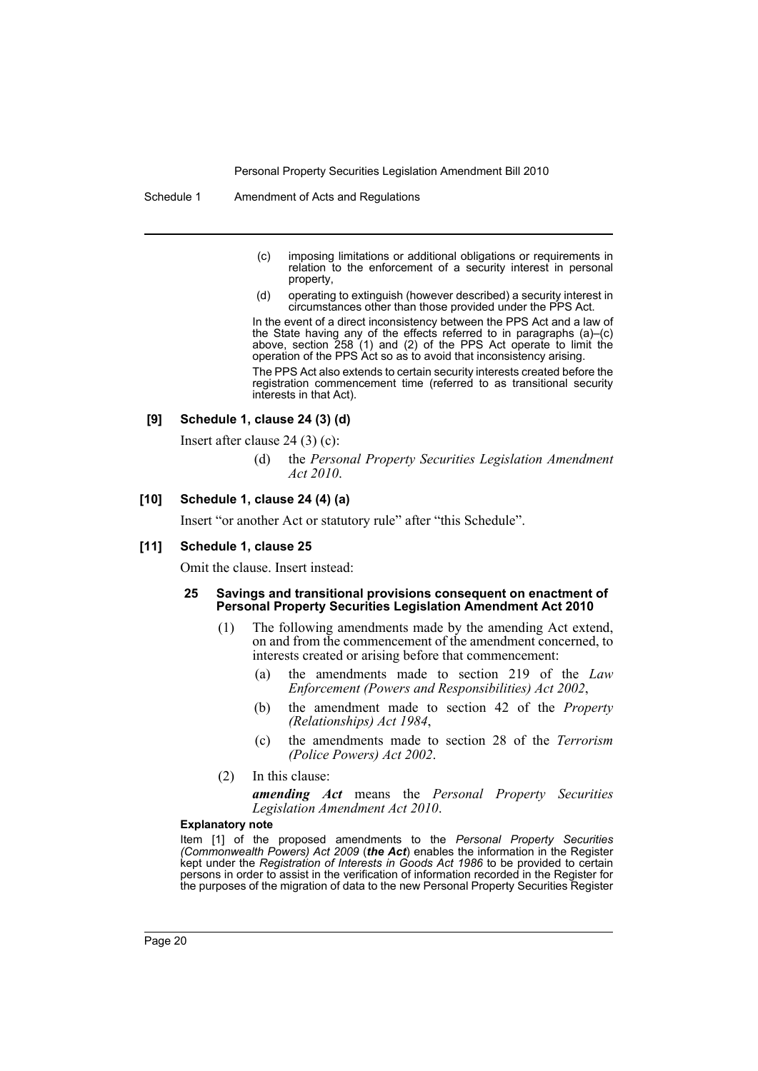(c) imposing limitations or additional obligations or requirements in relation to the enforcement of a security interest in personal property,

(d) operating to extinguish (however described) a security interest in circumstances other than those provided under the PPS Act.

In the event of a direct inconsistency between the PPS Act and a law of the State having any of the effects referred to in paragraphs (a)–(c) above, section 258 (1) and (2) of the PPS Act operate to limit the operation of the PPS Act so as to avoid that inconsistency arising.

The PPS Act also extends to certain security interests created before the registration commencement time (referred to as transitional security interests in that Act).

#### [9] Schedule 1, clause 24 (3) (d)

Insert after clause 24 (3) (c):

(d) the *Personal Property Securities Legislation Amendment Act 2010*.

#### [10] Schedule 1, clause 24 (4) (a)

Insert "or another Act or statutory rule" after "this Schedule".

#### [11] Schedule 1, clause 25

Omit the clause. Insert instead:

**25 Savings and transitional provisions consequent on enactment of Personal Property Securities Legislation Amendment Act 2010**

(1) The following amendments made by the amending Act extend, on and from the commencement of the amendment concerned, to interests created or arising before that commencement:

(a) the amendments made to section 219 of the *Law Enforcement (Powers and Responsibilities) Act 2002*,

(b) the amendment made to section 42 of the *Property (Relationships) Act 1984*,

(c) the amendments made to section 28 of the *Terrorism (Police Powers) Act 2002*.

(2) In this clause:

***amending Act*** means the *Personal Property Securities Legislation Amendment Act 2010*.

**Explanatory note**

Item [1] of the proposed amendments to the *Personal Property Securities (Commonwealth Powers) Act 2009* (***the Act***) enables the information in the Register kept under the *Registration of Interests in Goods Act 1986* to be provided to certain persons in order to assist in the verification of information recorded in the Register for the purposes of the migration of data to the new Personal Property Securities Register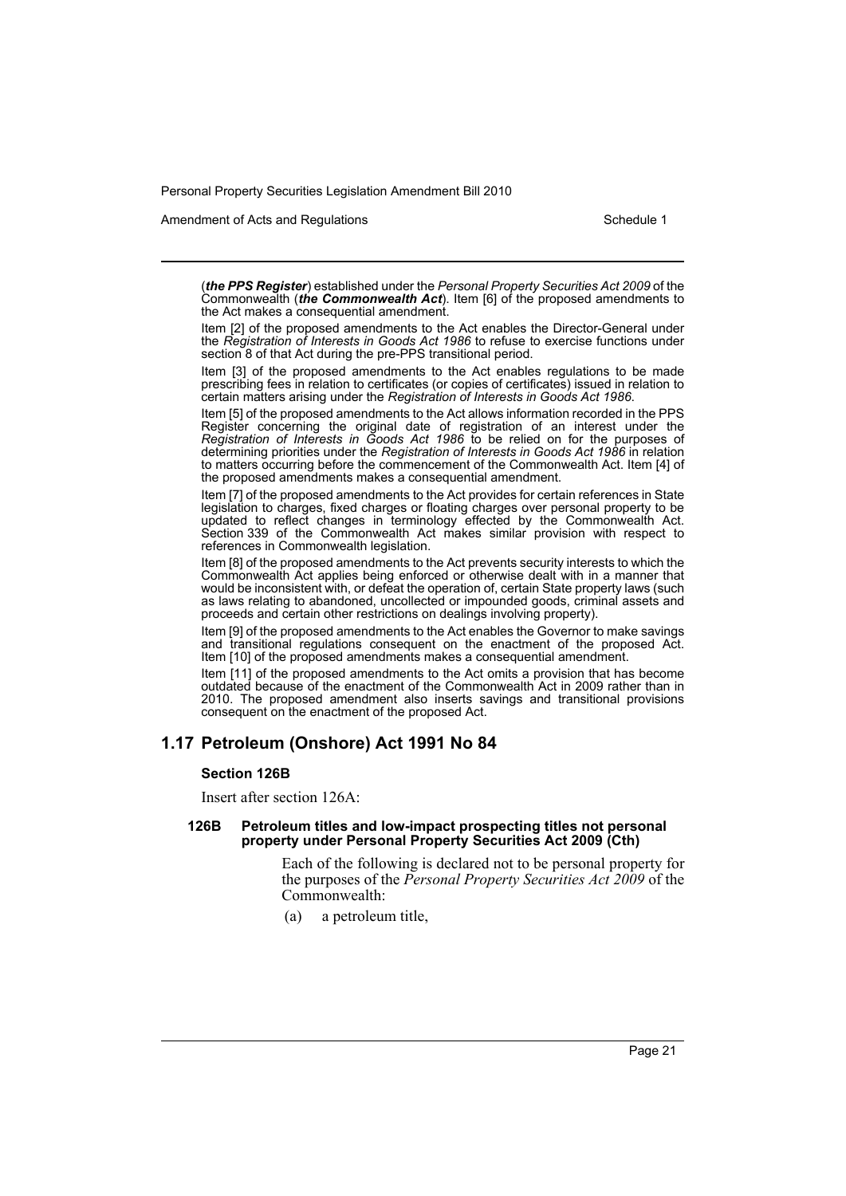(***the PPS Register***) established under the *Personal Property Securities Act 2009* of the Commonwealth (***the Commonwealth Act***). Item [6] of the proposed amendments to the Act makes a consequential amendment.

Item [2] of the proposed amendments to the Act enables the Director-General under the *Registration of Interests in Goods Act 1986* to refuse to exercise functions under section 8 of that Act during the pre-PPS transitional period.

Item [3] of the proposed amendments to the Act enables regulations to be made prescribing fees in relation to certificates (or copies of certificates) issued in relation to certain matters arising under the *Registration of Interests in Goods Act 1986*.

Item [5] of the proposed amendments to the Act allows information recorded in the PPS Register concerning the original date of registration of an interest under the *Registration of Interests in Goods Act 1986* to be relied on for the purposes of determining priorities under the *Registration of Interests in Goods Act 1986* in relation to matters occurring before the commencement of the Commonwealth Act. Item [4] of the proposed amendments makes a consequential amendment.

Item [7] of the proposed amendments to the Act provides for certain references in State legislation to charges, fixed charges or floating charges over personal property to be updated to reflect changes in terminology effected by the Commonwealth Act. Section 339 of the Commonwealth Act makes similar provision with respect to references in Commonwealth legislation.

Item [8] of the proposed amendments to the Act prevents security interests to which the Commonwealth Act applies being enforced or otherwise dealt with in a manner that would be inconsistent with, or defeat the operation of, certain State property laws (such as laws relating to abandoned, uncollected or impounded goods, criminal assets and proceeds and certain other restrictions on dealings involving property).

Item [9] of the proposed amendments to the Act enables the Governor to make savings and transitional regulations consequent on the enactment of the proposed Act. Item [10] of the proposed amendments makes a consequential amendment.

Item [11] of the proposed amendments to the Act omits a provision that has become outdated because of the enactment of the Commonwealth Act in 2009 rather than in 2010. The proposed amendment also inserts savings and transitional provisions consequent on the enactment of the proposed Act.

## 1.17 Petroleum (Onshore) Act 1991 No 84

### Section 126B

Insert after section 126A:

#### 126B Petroleum titles and low-impact prospecting titles not personal property under Personal Property Securities Act 2009 (Cth)

Each of the following is declared not to be personal property for the purposes of the *Personal Property Securities Act 2009* of the Commonwealth:

(a) a petroleum title,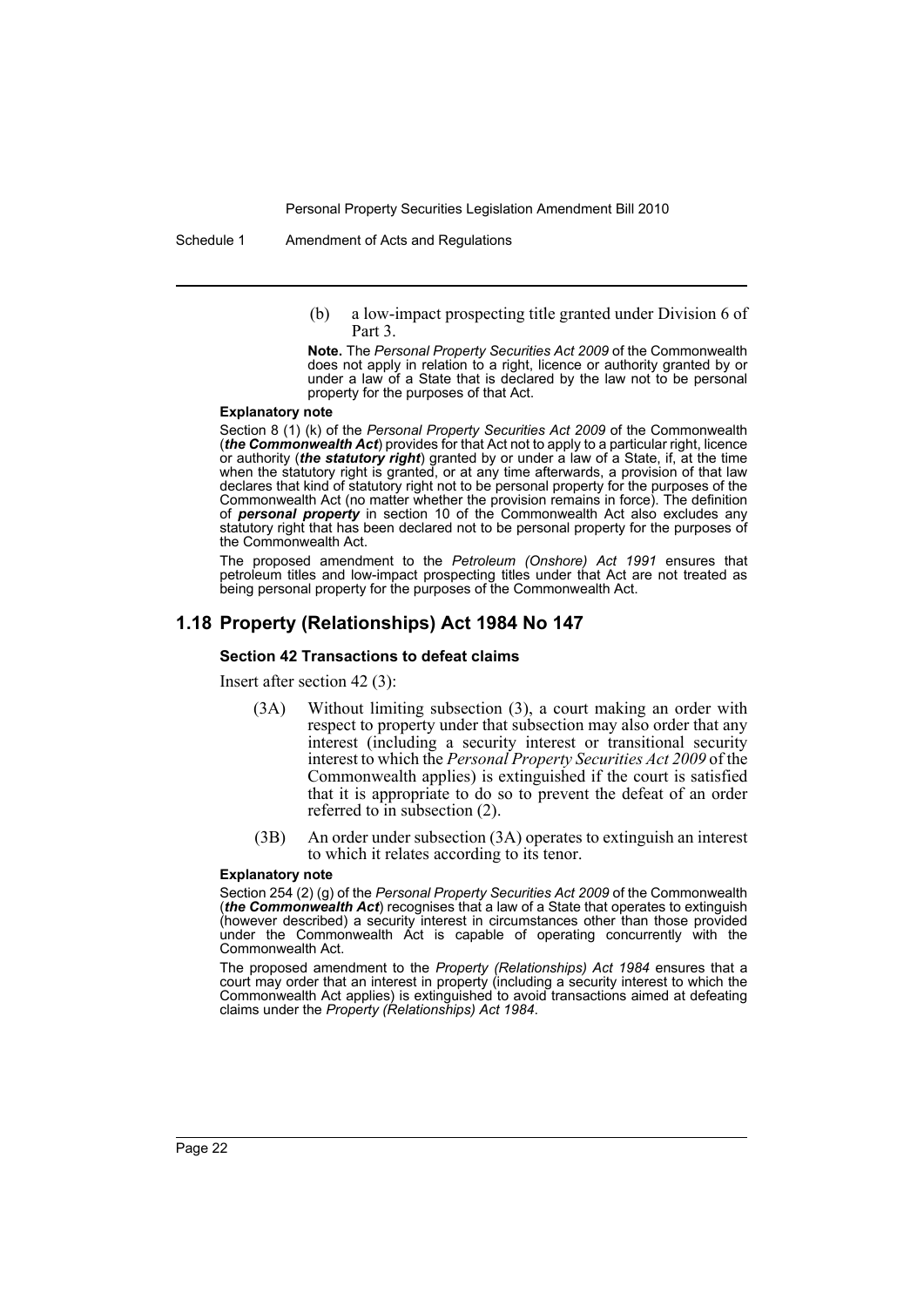(b) a low-impact prospecting title granted under Division 6 of Part 3.

**Note.** The *Personal Property Securities Act 2009* of the Commonwealth does not apply in relation to a right, licence or authority granted by or under a law of a State that is declared by the law not to be personal property for the purposes of that Act.

#### Explanatory note

Section 8 (1) (k) of the *Personal Property Securities Act 2009* of the Commonwealth (***the Commonwealth Act***) provides for that Act not to apply to a particular right, licence or authority (***the statutory right***) granted by or under a law of a State, if, at the time when the statutory right is granted, or at any time afterwards, a provision of that law declares that kind of statutory right not to be personal property for the purposes of the Commonwealth Act (no matter whether the provision remains in force). The definition of ***personal property*** in section 10 of the Commonwealth Act also excludes any statutory right that has been declared not to be personal property for the purposes of the Commonwealth Act.

The proposed amendment to the *Petroleum (Onshore) Act 1991* ensures that petroleum titles and low-impact prospecting titles under that Act are not treated as being personal property for the purposes of the Commonwealth Act.

## 1.18 Property (Relationships) Act 1984 No 147

### Section 42 Transactions to defeat claims

Insert after section 42 (3):

(3A) Without limiting subsection (3), a court making an order with respect to property under that subsection may also order that any interest (including a security interest or transitional security interest to which the *Personal Property Securities Act 2009* of the Commonwealth applies) is extinguished if the court is satisfied that it is appropriate to do so to prevent the defeat of an order referred to in subsection (2).

(3B) An order under subsection (3A) operates to extinguish an interest to which it relates according to its tenor.

#### Explanatory note

Section 254 (2) (g) of the *Personal Property Securities Act 2009* of the Commonwealth (***the Commonwealth Act***) recognises that a law of a State that operates to extinguish (however described) a security interest in circumstances other than those provided under the Commonwealth Act is capable of operating concurrently with the Commonwealth Act.

The proposed amendment to the *Property (Relationships) Act 1984* ensures that a court may order that an interest in property (including a security interest to which the Commonwealth Act applies) is extinguished to avoid transactions aimed at defeating claims under the *Property (Relationships) Act 1984*.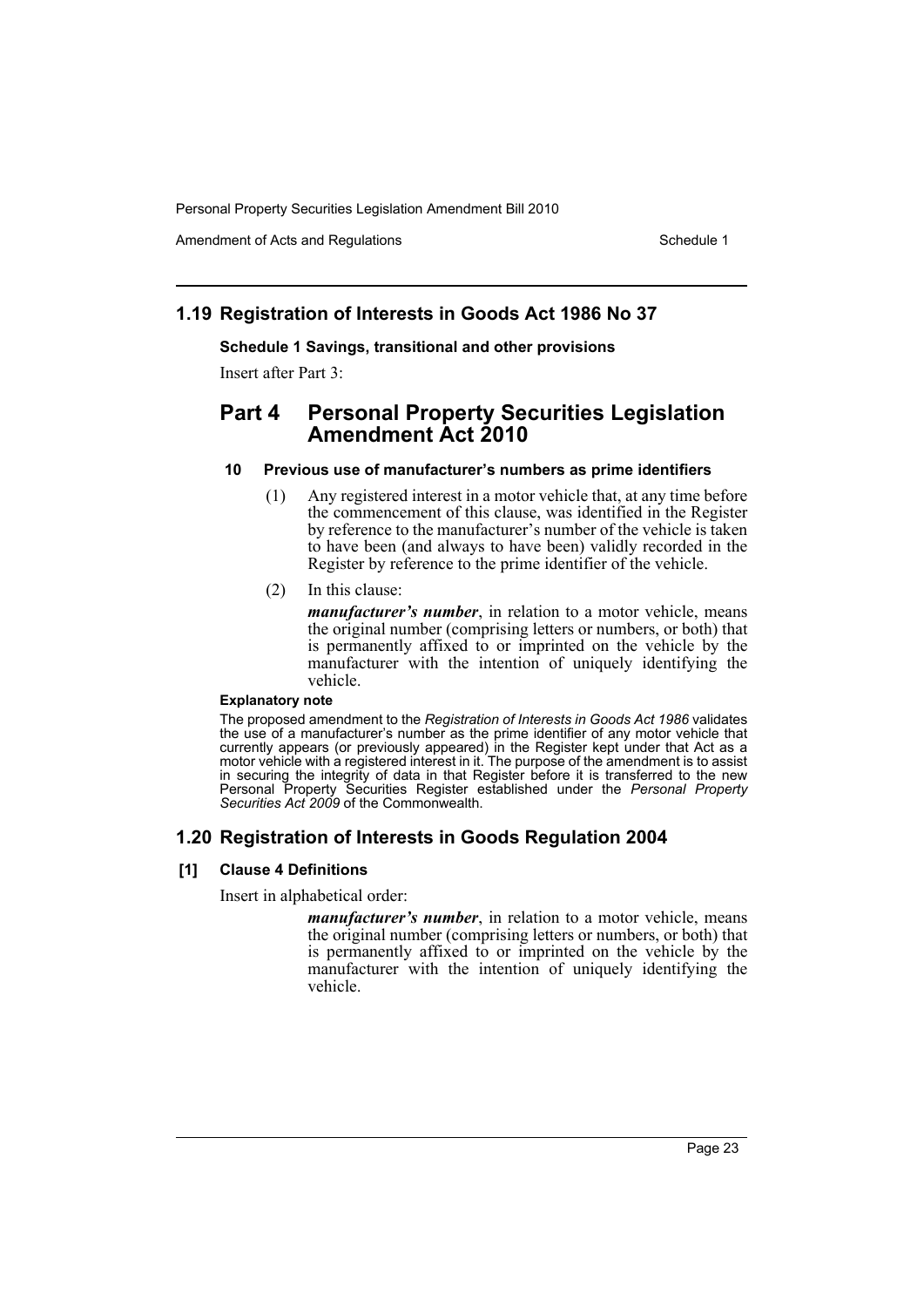## 1.19 Registration of Interests in Goods Act 1986 No 37

**Schedule 1 Savings, transitional and other provisions**

Insert after Part 3:

# Part 4 Personal Property Securities Legislation Amendment Act 2010

### 10 Previous use of manufacturer's numbers as prime identifiers

(1) Any registered interest in a motor vehicle that, at any time before the commencement of this clause, was identified in the Register by reference to the manufacturer's number of the vehicle is taken to have been (and always to have been) validly recorded in the Register by reference to the prime identifier of the vehicle.

(2) In this clause:

***manufacturer's number***, in relation to a motor vehicle, means the original number (comprising letters or numbers, or both) that is permanently affixed to or imprinted on the vehicle by the manufacturer with the intention of uniquely identifying the vehicle.

**Explanatory note**

The proposed amendment to the *Registration of Interests in Goods Act 1986* validates the use of a manufacturer's number as the prime identifier of any motor vehicle that currently appears (or previously appeared) in the Register kept under that Act as a motor vehicle with a registered interest in it. The purpose of the amendment is to assist in securing the integrity of data in that Register before it is transferred to the new Personal Property Securities Register established under the *Personal Property Securities Act 2009* of the Commonwealth.

## 1.20 Registration of Interests in Goods Regulation 2004

### [1] Clause 4 Definitions

Insert in alphabetical order:

***manufacturer's number***, in relation to a motor vehicle, means the original number (comprising letters or numbers, or both) that is permanently affixed to or imprinted on the vehicle by the manufacturer with the intention of uniquely identifying the vehicle.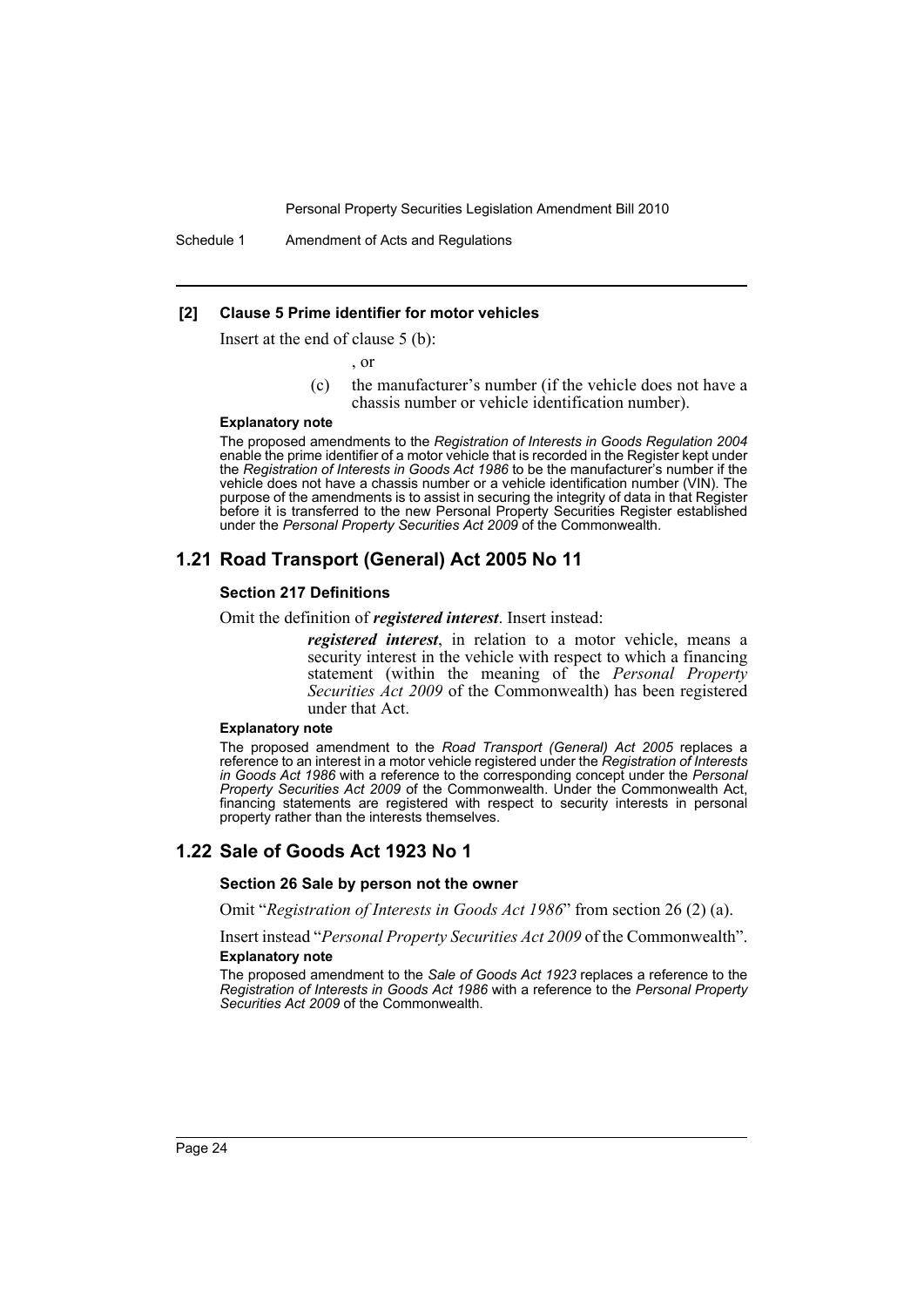**[2] Clause 5 Prime identifier for motor vehicles**

Insert at the end of clause 5 (b):

, or

(c) the manufacturer's number (if the vehicle does not have a chassis number or vehicle identification number).

**Explanatory note**

The proposed amendments to the *Registration of Interests in Goods Regulation 2004* enable the prime identifier of a motor vehicle that is recorded in the Register kept under the *Registration of Interests in Goods Act 1986* to be the manufacturer's number if the vehicle does not have a chassis number or a vehicle identification number (VIN). The purpose of the amendments is to assist in securing the integrity of data in that Register before it is transferred to the new Personal Property Securities Register established under the *Personal Property Securities Act 2009* of the Commonwealth.

## 1.21 Road Transport (General) Act 2005 No 11

### Section 217 Definitions

Omit the definition of ***registered interest***. Insert instead:

> ***registered interest***, in relation to a motor vehicle, means a security interest in the vehicle with respect to which a financing statement (within the meaning of the *Personal Property Securities Act 2009* of the Commonwealth) has been registered under that Act.

**Explanatory note**

The proposed amendment to the *Road Transport (General) Act 2005* replaces a reference to an interest in a motor vehicle registered under the *Registration of Interests in Goods Act 1986* with a reference to the corresponding concept under the *Personal Property Securities Act 2009* of the Commonwealth. Under the Commonwealth Act, financing statements are registered with respect to security interests in personal property rather than the interests themselves.

## 1.22 Sale of Goods Act 1923 No 1

### Section 26 Sale by person not the owner

Omit "*Registration of Interests in Goods Act 1986*" from section 26 (2) (a).

Insert instead "*Personal Property Securities Act 2009* of the Commonwealth".

**Explanatory note**

The proposed amendment to the *Sale of Goods Act 1923* replaces a reference to the *Registration of Interests in Goods Act 1986* with a reference to the *Personal Property Securities Act 2009* of the Commonwealth.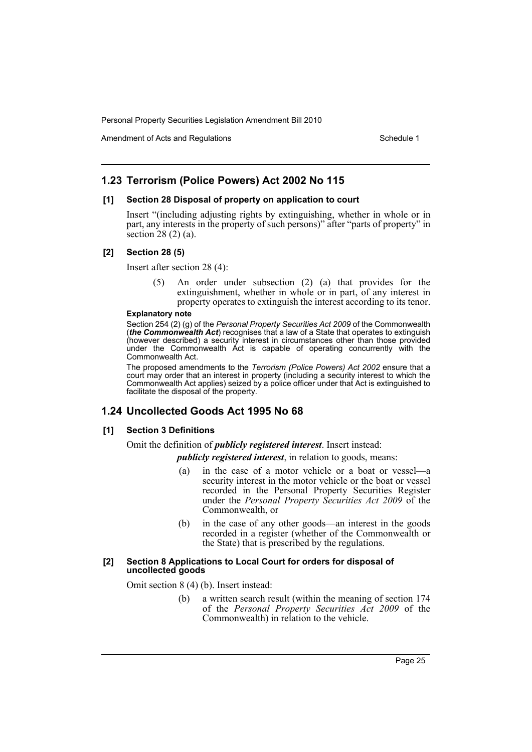## 1.23 Terrorism (Police Powers) Act 2002 No 115

### [1] Section 28 Disposal of property on application to court

Insert "(including adjusting rights by extinguishing, whether in whole or in part, any interests in the property of such persons)" after "parts of property" in section 28 (2) (a).

### [2] Section 28 (5)

Insert after section 28 (4):

> (5) An order under subsection (2) (a) that provides for the extinguishment, whether in whole or in part, of any interest in property operates to extinguish the interest according to its tenor.

**Explanatory note**

Section 254 (2) (g) of the *Personal Property Securities Act 2009* of the Commonwealth (***the Commonwealth Act***) recognises that a law of a State that operates to extinguish (however described) a security interest in circumstances other than those provided under the Commonwealth Act is capable of operating concurrently with the Commonwealth Act.

The proposed amendments to the *Terrorism (Police Powers) Act 2002* ensure that a court may order that an interest in property (including a security interest to which the Commonwealth Act applies) seized by a police officer under that Act is extinguished to facilitate the disposal of the property.

## 1.24 Uncollected Goods Act 1995 No 68

### [1] Section 3 Definitions

Omit the definition of ***publicly registered interest***. Insert instead:

> ***publicly registered interest***, in relation to goods, means:
>
> (a) in the case of a motor vehicle or a boat or vessel—a security interest in the motor vehicle or the boat or vessel recorded in the Personal Property Securities Register under the *Personal Property Securities Act 2009* of the Commonwealth, or
>
> (b) in the case of any other goods—an interest in the goods recorded in a register (whether of the Commonwealth or the State) that is prescribed by the regulations.

### [2] Section 8 Applications to Local Court for orders for disposal of uncollected goods

Omit section 8 (4) (b). Insert instead:

> (b) a written search result (within the meaning of section 174 of the *Personal Property Securities Act 2009* of the Commonwealth) in relation to the vehicle.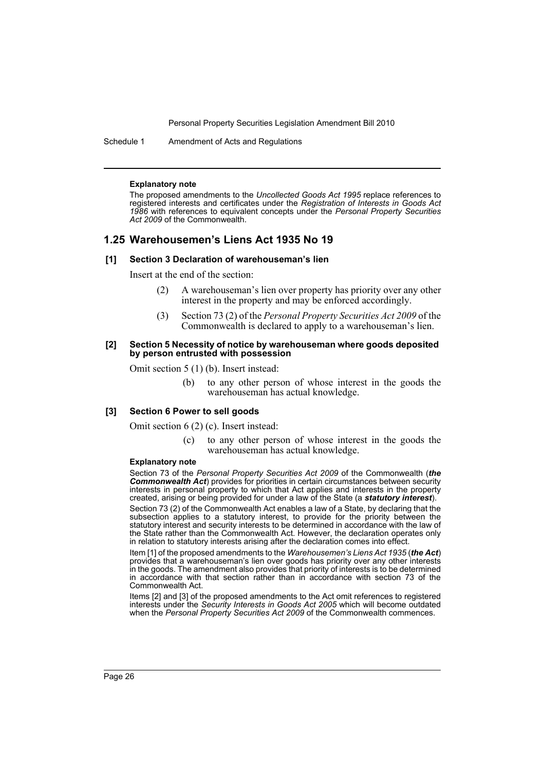**Explanatory note**

The proposed amendments to the *Uncollected Goods Act 1995* replace references to registered interests and certificates under the *Registration of Interests in Goods Act 1986* with references to equivalent concepts under the *Personal Property Securities Act 2009* of the Commonwealth.

## 1.25 Warehousemen's Liens Act 1935 No 19

### [1] Section 3 Declaration of warehouseman's lien

Insert at the end of the section:

(2) A warehouseman's lien over property has priority over any other interest in the property and may be enforced accordingly.

(3) Section 73 (2) of the *Personal Property Securities Act 2009* of the Commonwealth is declared to apply to a warehouseman's lien.

### [2] Section 5 Necessity of notice by warehouseman where goods deposited by person entrusted with possession

Omit section 5 (1) (b). Insert instead:

(b) to any other person of whose interest in the goods the warehouseman has actual knowledge.

### [3] Section 6 Power to sell goods

Omit section 6 (2) (c). Insert instead:

(c) to any other person of whose interest in the goods the warehouseman has actual knowledge.

**Explanatory note**

Section 73 of the *Personal Property Securities Act 2009* of the Commonwealth (***the Commonwealth Act***) provides for priorities in certain circumstances between security interests in personal property to which that Act applies and interests in the property created, arising or being provided for under a law of the State (a ***statutory interest***).

Section 73 (2) of the Commonwealth Act enables a law of a State, by declaring that the subsection applies to a statutory interest, to provide for the priority between the statutory interest and security interests to be determined in accordance with the law of the State rather than the Commonwealth Act. However, the declaration operates only in relation to statutory interests arising after the declaration comes into effect.

Item [1] of the proposed amendments to the *Warehousemen's Liens Act 1935* (***the Act***) provides that a warehouseman's lien over goods has priority over any other interests in the goods. The amendment also provides that priority of interests is to be determined in accordance with that section rather than in accordance with section 73 of the Commonwealth Act.

Items [2] and [3] of the proposed amendments to the Act omit references to registered interests under the *Security Interests in Goods Act 2005* which will become outdated when the *Personal Property Securities Act 2009* of the Commonwealth commences.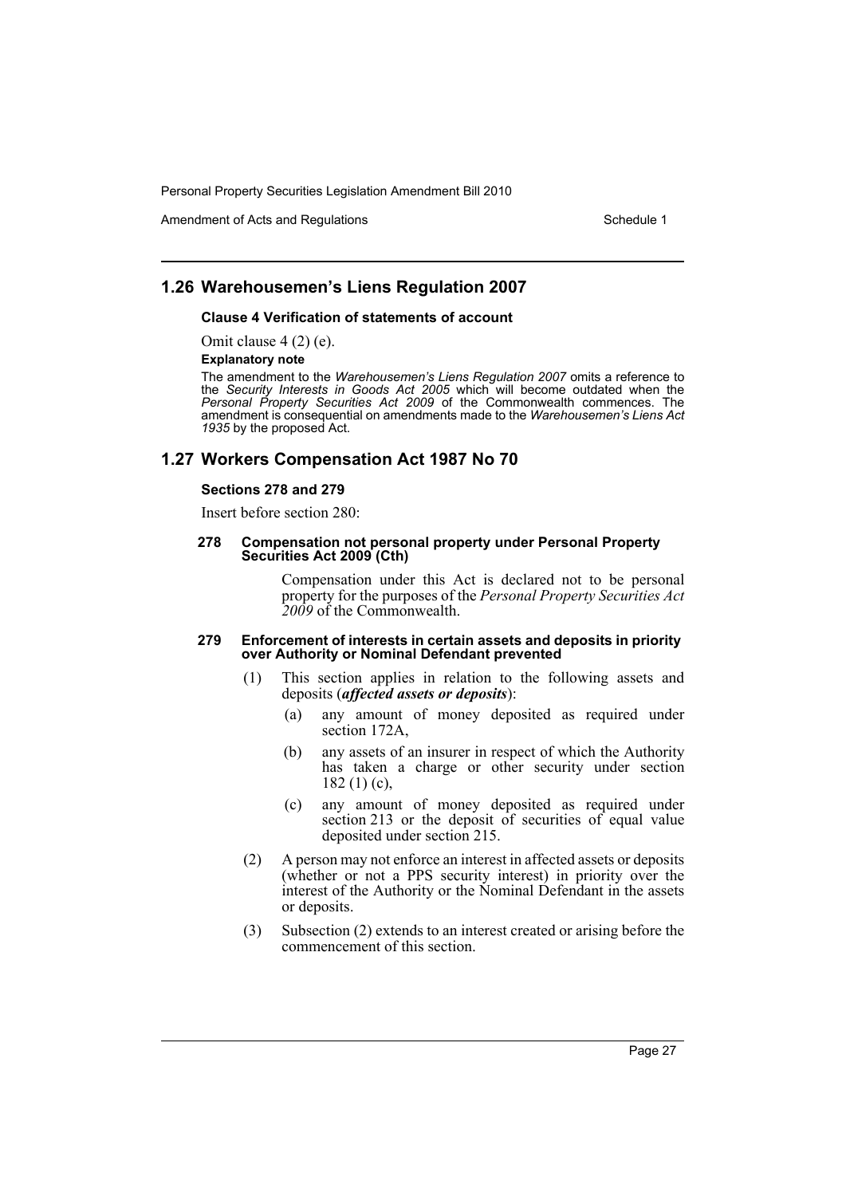## 1.26 Warehousemen's Liens Regulation 2007

### Clause 4 Verification of statements of account

Omit clause 4 (2) (e).

**Explanatory note**

The amendment to the *Warehousemen's Liens Regulation 2007* omits a reference to the *Security Interests in Goods Act 2005* which will become outdated when the *Personal Property Securities Act 2009* of the Commonwealth commences. The amendment is consequential on amendments made to the *Warehousemen's Liens Act 1935* by the proposed Act.

## 1.27 Workers Compensation Act 1987 No 70

### Sections 278 and 279

Insert before section 280:

**278 Compensation not personal property under Personal Property Securities Act 2009 (Cth)**

Compensation under this Act is declared not to be personal property for the purposes of the *Personal Property Securities Act 2009* of the Commonwealth.

**279 Enforcement of interests in certain assets and deposits in priority over Authority or Nominal Defendant prevented**

(1) This section applies in relation to the following assets and deposits (***affected assets or deposits***):

(a) any amount of money deposited as required under section 172A,

(b) any assets of an insurer in respect of which the Authority has taken a charge or other security under section 182 (1) (c),

(c) any amount of money deposited as required under section 213 or the deposit of securities of equal value deposited under section 215.

(2) A person may not enforce an interest in affected assets or deposits (whether or not a PPS security interest) in priority over the interest of the Authority or the Nominal Defendant in the assets or deposits.

(3) Subsection (2) extends to an interest created or arising before the commencement of this section.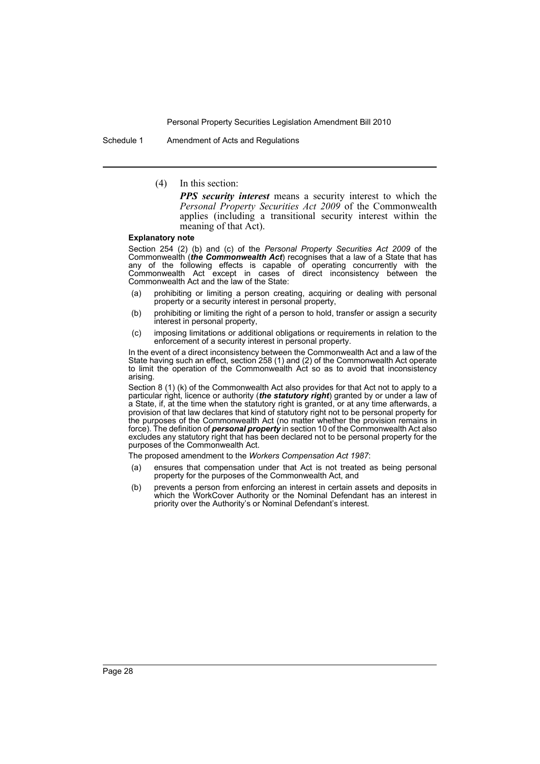(4) In this section:

***PPS security interest*** means a security interest to which the *Personal Property Securities Act 2009* of the Commonwealth applies (including a transitional security interest within the meaning of that Act).

**Explanatory note**

Section 254 (2) (b) and (c) of the *Personal Property Securities Act 2009* of the Commonwealth (***the Commonwealth Act***) recognises that a law of a State that has any of the following effects is capable of operating concurrently with the Commonwealth Act except in cases of direct inconsistency between the Commonwealth Act and the law of the State:

- (a) prohibiting or limiting a person creating, acquiring or dealing with personal property or a security interest in personal property,
- (b) prohibiting or limiting the right of a person to hold, transfer or assign a security interest in personal property,
- (c) imposing limitations or additional obligations or requirements in relation to the enforcement of a security interest in personal property.

In the event of a direct inconsistency between the Commonwealth Act and a law of the State having such an effect, section 258 (1) and (2) of the Commonwealth Act operate to limit the operation of the Commonwealth Act so as to avoid that inconsistency arising.

Section 8 (1) (k) of the Commonwealth Act also provides for that Act not to apply to a particular right, licence or authority (***the statutory right***) granted by or under a law of a State, if, at the time when the statutory right is granted, or at any time afterwards, a provision of that law declares that kind of statutory right not to be personal property for the purposes of the Commonwealth Act (no matter whether the provision remains in force). The definition of ***personal property*** in section 10 of the Commonwealth Act also excludes any statutory right that has been declared not to be personal property for the purposes of the Commonwealth Act.

The proposed amendment to the *Workers Compensation Act 1987*:

- (a) ensures that compensation under that Act is not treated as being personal property for the purposes of the Commonwealth Act, and
- (b) prevents a person from enforcing an interest in certain assets and deposits in which the WorkCover Authority or the Nominal Defendant has an interest in priority over the Authority's or Nominal Defendant's interest.